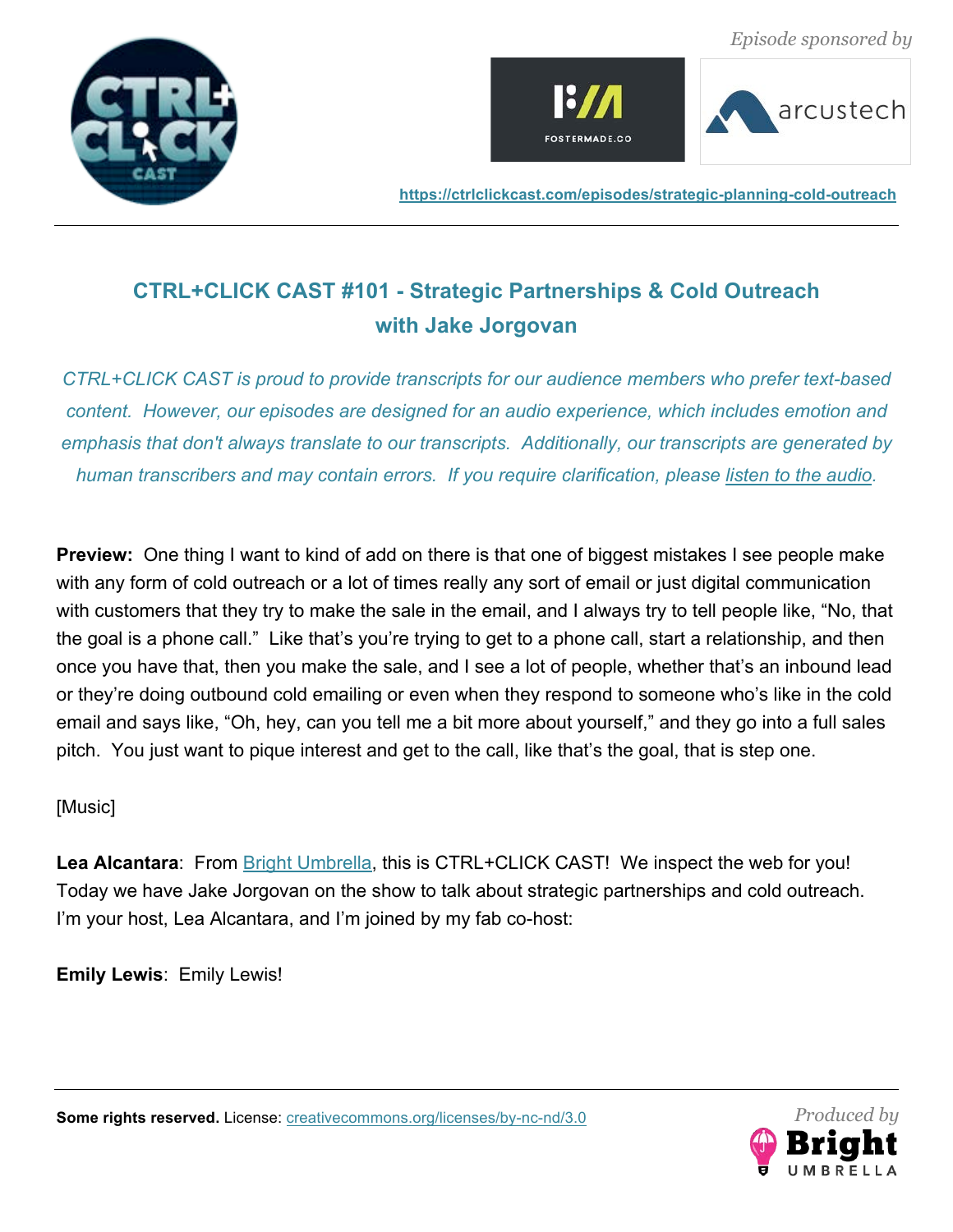*Episode sponsored by*

https://ctrlclickcast.com/episodes/strategic-planning-cold-outreach

# CTRL+CLICK CAST #101 - Strategic Partnerships & Cold Outreach with Jake Jorgovan

*CTRL+CLICK CAST is proud to provide transcripts for our audience members who prefer text-based content. However, our episodes are designed for an audio experience, which includes emotion and emphasis that don't always translate to our transcripts. Additionally, our transcripts are generated by human transcribers and may contain errors. If you require clarification, please [listen to the audio](https://ctrlclickcast.com/episodes/strategic-planning-cold-outreach).*

**Preview:** One thing I want to kind of add on there is that one of biggest mistakes I see people make with any form of cold outreach or a lot of times really any sort of email or just digital communication with customers that they try to make the sale in the email, and I always try to tell people like, "No, that the goal is a phone call." Like that's you're trying to get to a phone call, start a relationship, and then once you have that, then you make the sale, and I see a lot of people, whether that's an inbound lead or they're doing outbound cold emailing or even when they respond to someone who's like in the cold email and says like, "Oh, hey, can you tell me a bit more about yourself," and they go into a full sales pitch. You just want to pique interest and get to the call, like that's the goal, that is step one.

[Music]

**Lea Alcantara**: From Bright Umbrella, this is CTRL+CLICK CAST! We inspect the web for you! Today we have Jake Jorgovan on the show to talk about strategic partnerships and cold outreach. I'm your host, Lea Alcantara, and I'm joined by my fab co-host:

**Emily Lewis**: Emily Lewis!

**Some rights reserved.** License: creativecommons.org/licenses/by-nc-nd/3.0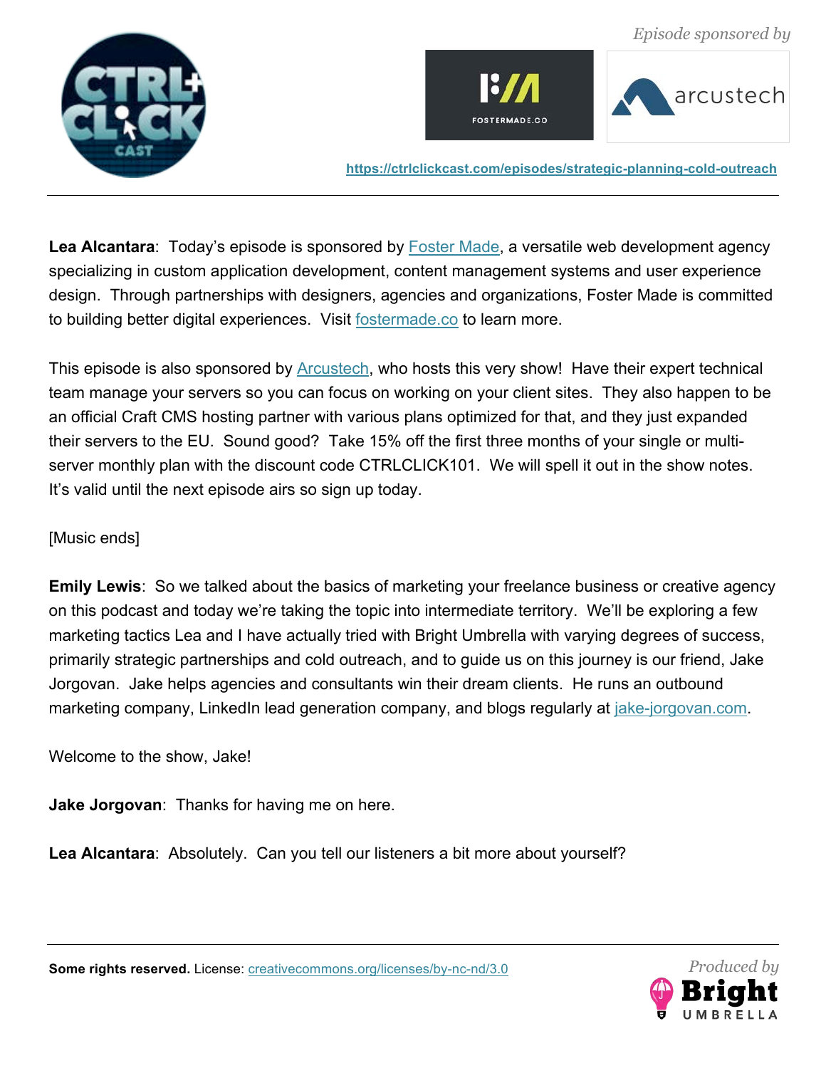**Lea Alcantara**: Today's episode is sponsored by [Foster Made](https://fostermade.co), a versatile web development agency specializing in custom application development, content management systems and user experience design. Through partnerships with designers, agencies and organizations, Foster Made is committed to building better digital experiences. Visit [fostermade.co](https://fostermade.co) to learn more.

This episode is also sponsored by [Arcustech](https://arcustech.com), who hosts this very show! Have their expert technical team manage your servers so you can focus on working on your client sites. They also happen to be an official Craft CMS hosting partner with various plans optimized for that, and they just expanded their servers to the EU. Sound good? Take 15% off the first three months of your single or multi-server monthly plan with the discount code CTRLCLICK101. We will spell it out in the show notes. It's valid until the next episode airs so sign up today.

[Music ends]

**Emily Lewis**: So we talked about the basics of marketing your freelance business or creative agency on this podcast and today we're taking the topic into intermediate territory. We'll be exploring a few marketing tactics Lea and I have actually tried with Bright Umbrella with varying degrees of success, primarily strategic partnerships and cold outreach, and to guide us on this journey is our friend, Jake Jorgovan. Jake helps agencies and consultants win their dream clients. He runs an outbound marketing company, LinkedIn lead generation company, and blogs regularly at [jake-jorgovan.com](https://jake-jorgovan.com).

Welcome to the show, Jake!

**Jake Jorgovan**: Thanks for having me on here.

**Lea Alcantara**: Absolutely. Can you tell our listeners a bit more about yourself?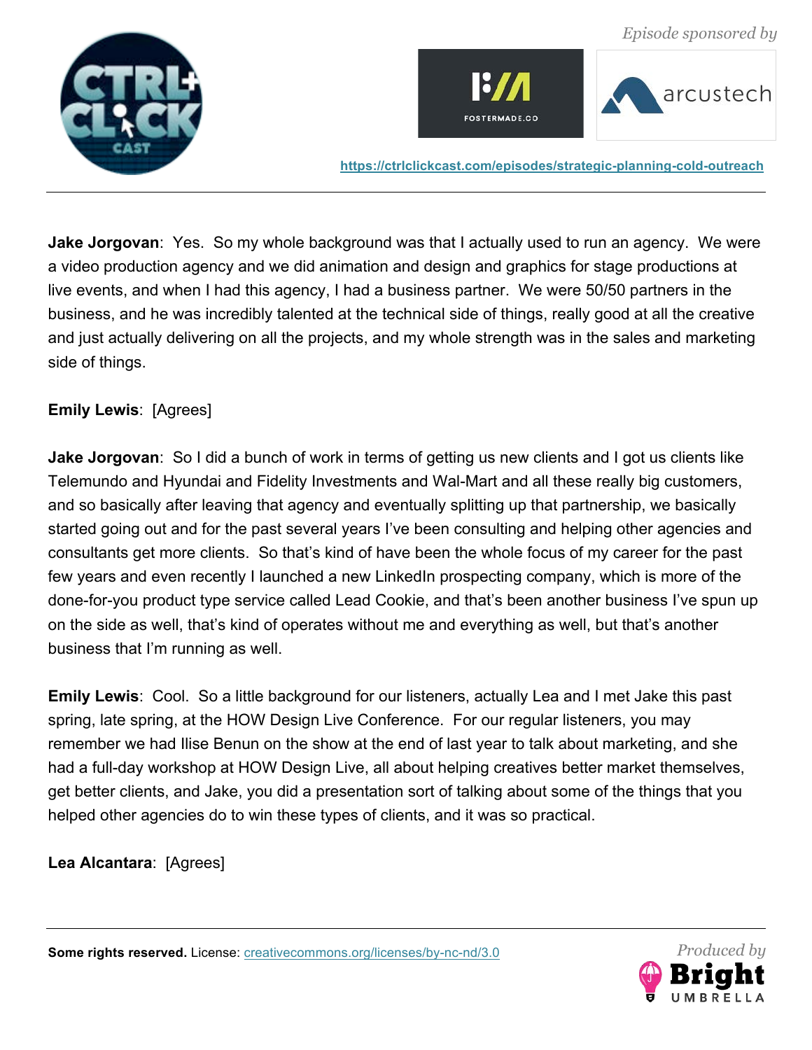**Jake Jorgovan**: Yes. So my whole background was that I actually used to run an agency. We were a video production agency and we did animation and design and graphics for stage productions at live events, and when I had this agency, I had a business partner. We were 50/50 partners in the business, and he was incredibly talented at the technical side of things, really good at all the creative and just actually delivering on all the projects, and my whole strength was in the sales and marketing side of things.

**Emily Lewis**: [Agrees]

**Jake Jorgovan**: So I did a bunch of work in terms of getting us new clients and I got us clients like Telemundo and Hyundai and Fidelity Investments and Wal-Mart and all these really big customers, and so basically after leaving that agency and eventually splitting up that partnership, we basically started going out and for the past several years I've been consulting and helping other agencies and consultants get more clients. So that's kind of have been the whole focus of my career for the past few years and even recently I launched a new LinkedIn prospecting company, which is more of the done-for-you product type service called Lead Cookie, and that's been another business I've spun up on the side as well, that's kind of operates without me and everything as well, but that's another business that I'm running as well.

**Emily Lewis**: Cool. So a little background for our listeners, actually Lea and I met Jake this past spring, late spring, at the HOW Design Live Conference. For our regular listeners, you may remember we had Ilise Benun on the show at the end of last year to talk about marketing, and she had a full-day workshop at HOW Design Live, all about helping creatives better market themselves, get better clients, and Jake, you did a presentation sort of talking about some of the things that you helped other agencies do to win these types of clients, and it was so practical.

**Lea Alcantara**: [Agrees]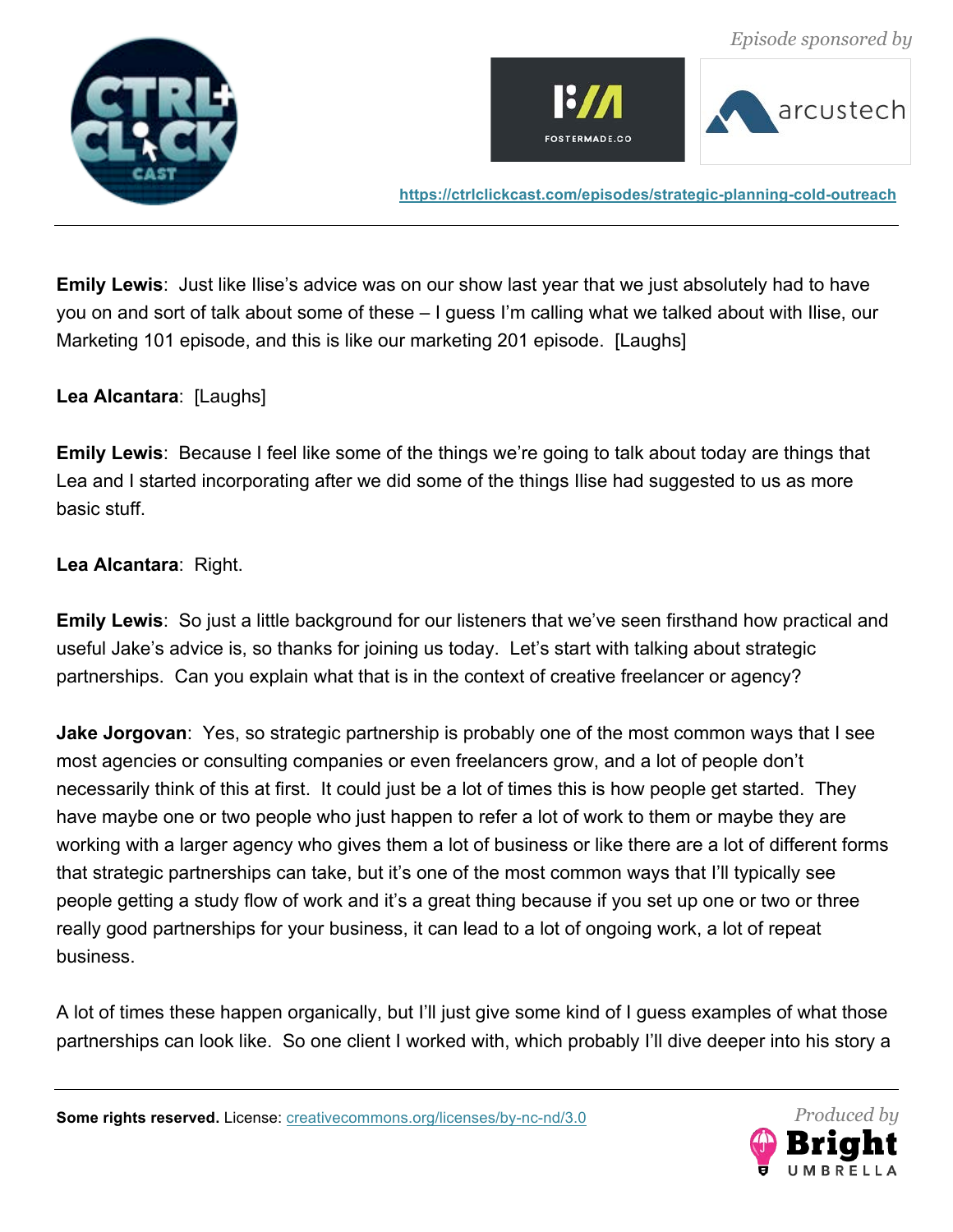**Emily Lewis**: Just like Ilise's advice was on our show last year that we just absolutely had to have you on and sort of talk about some of these – I guess I'm calling what we talked about with Ilise, our Marketing 101 episode, and this is like our marketing 201 episode. [Laughs]

**Lea Alcantara**: [Laughs]

**Emily Lewis**: Because I feel like some of the things we're going to talk about today are things that Lea and I started incorporating after we did some of the things Ilise had suggested to us as more basic stuff.

**Lea Alcantara**: Right.

**Emily Lewis**: So just a little background for our listeners that we've seen firsthand how practical and useful Jake's advice is, so thanks for joining us today. Let's start with talking about strategic partnerships. Can you explain what that is in the context of creative freelancer or agency?

**Jake Jorgovan**: Yes, so strategic partnership is probably one of the most common ways that I see most agencies or consulting companies or even freelancers grow, and a lot of people don't necessarily think of this at first. It could just be a lot of times this is how people get started. They have maybe one or two people who just happen to refer a lot of work to them or maybe they are working with a larger agency who gives them a lot of business or like there are a lot of different forms that strategic partnerships can take, but it's one of the most common ways that I'll typically see people getting a study flow of work and it's a great thing because if you set up one or two or three really good partnerships for your business, it can lead to a lot of ongoing work, a lot of repeat business.

A lot of times these happen organically, but I'll just give some kind of I guess examples of what those partnerships can look like. So one client I worked with, which probably I'll dive deeper into his story a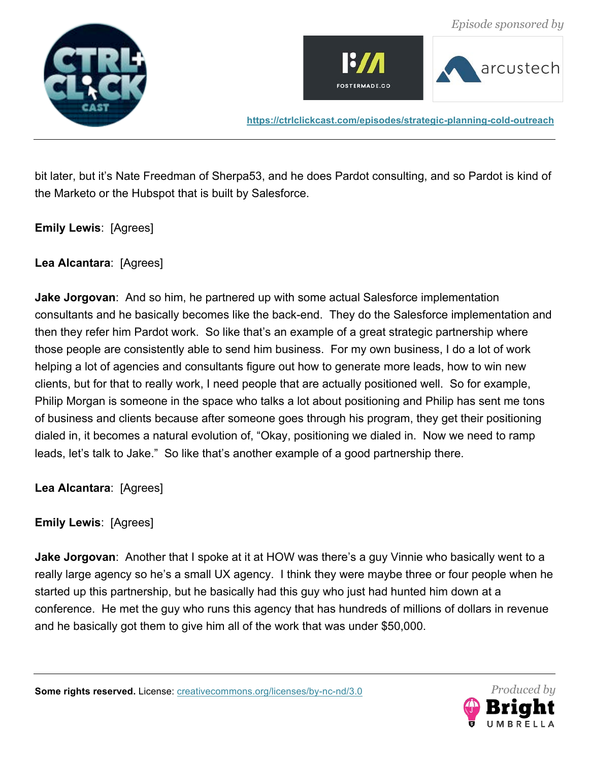bit later, but it's Nate Freedman of Sherpa53, and he does Pardot consulting, and so Pardot is kind of the Marketo or the Hubspot that is built by Salesforce.

**Emily Lewis**: [Agrees]

**Lea Alcantara**: [Agrees]

**Jake Jorgovan**: And so him, he partnered up with some actual Salesforce implementation consultants and he basically becomes like the back-end. They do the Salesforce implementation and then they refer him Pardot work. So like that's an example of a great strategic partnership where those people are consistently able to send him business. For my own business, I do a lot of work helping a lot of agencies and consultants figure out how to generate more leads, how to win new clients, but for that to really work, I need people that are actually positioned well. So for example, Philip Morgan is someone in the space who talks a lot about positioning and Philip has sent me tons of business and clients because after someone goes through his program, they get their positioning dialed in, it becomes a natural evolution of, "Okay, positioning we dialed in. Now we need to ramp leads, let's talk to Jake." So like that's another example of a good partnership there.

**Lea Alcantara**: [Agrees]

**Emily Lewis**: [Agrees]

**Jake Jorgovan**: Another that I spoke at it at HOW was there's a guy Vinnie who basically went to a really large agency so he's a small UX agency. I think they were maybe three or four people when he started up this partnership, but he basically had this guy who just had hunted him down at a conference. He met the guy who runs this agency that has hundreds of millions of dollars in revenue and he basically got them to give him all of the work that was under $50,000.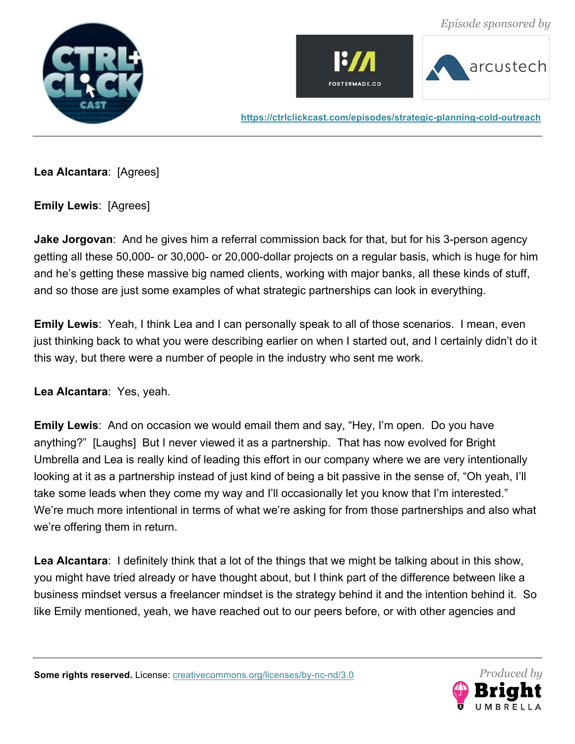**Lea Alcantara**:  [Agrees]

**Emily Lewis**:  [Agrees]

**Jake Jorgovan**:  And he gives him a referral commission back for that, but for his 3-person agency getting all these 50,000- or 30,000- or 20,000-dollar projects on a regular basis, which is huge for him and he's getting these massive big named clients, working with major banks, all these kinds of stuff, and so those are just some examples of what strategic partnerships can look in everything.

**Emily Lewis**:  Yeah, I think Lea and I can personally speak to all of those scenarios.  I mean, even just thinking back to what you were describing earlier on when I started out, and I certainly didn't do it this way, but there were a number of people in the industry who sent me work.

**Lea Alcantara**:  Yes, yeah.

**Emily Lewis**:  And on occasion we would email them and say, "Hey, I'm open.  Do you have anything?"  [Laughs]  But I never viewed it as a partnership.  That has now evolved for Bright Umbrella and Lea is really kind of leading this effort in our company where we are very intentionally looking at it as a partnership instead of just kind of being a bit passive in the sense of, "Oh yeah, I'll take some leads when they come my way and I'll occasionally let you know that I'm interested."  We're much more intentional in terms of what we're asking for from those partnerships and also what we're offering them in return.

**Lea Alcantara**:  I definitely think that a lot of the things that we might be talking about in this show, you might have tried already or have thought about, but I think part of the difference between like a business mindset versus a freelancer mindset is the strategy behind it and the intention behind it.  So like Emily mentioned, yeah, we have reached out to our peers before, or with other agencies and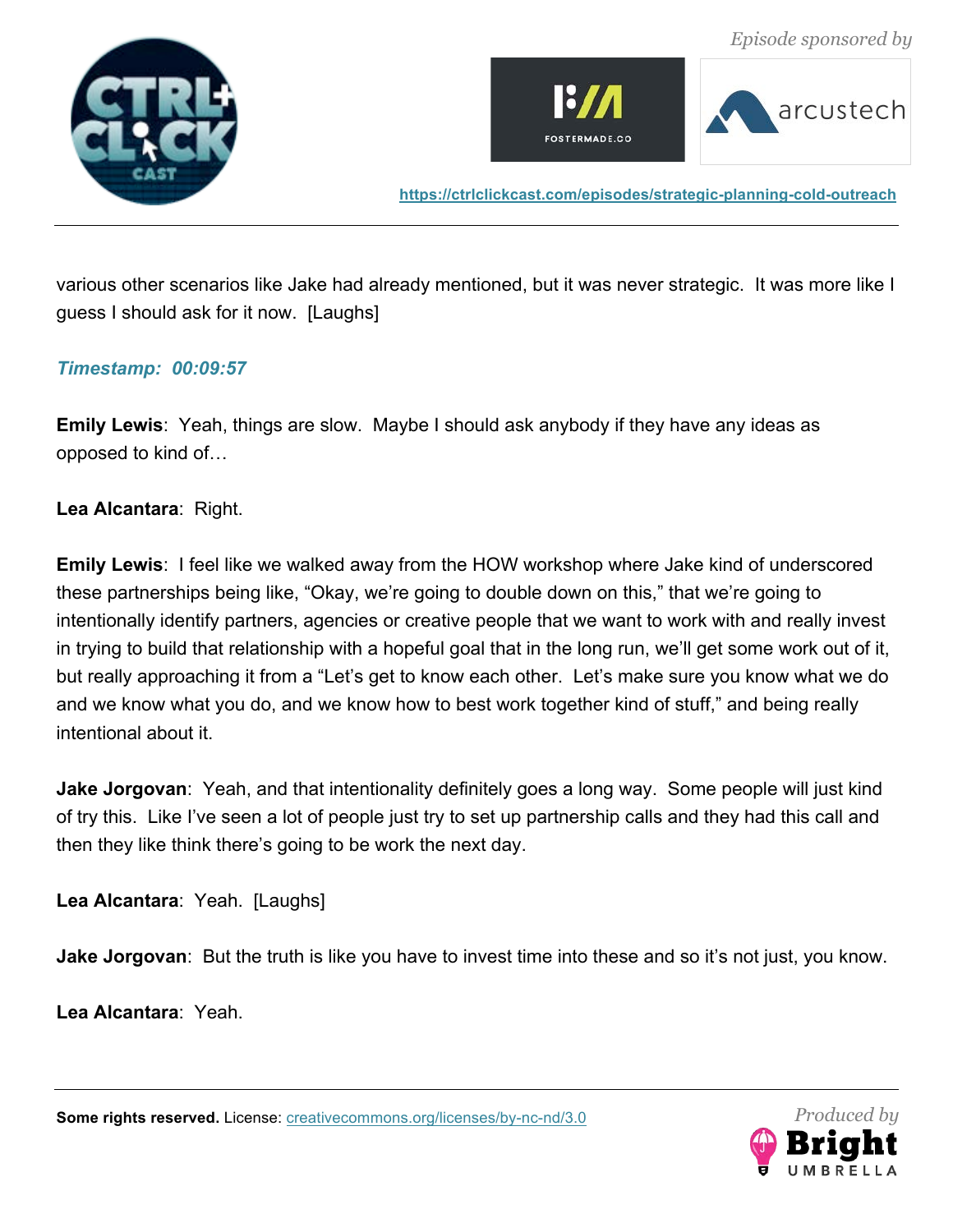various other scenarios like Jake had already mentioned, but it was never strategic. It was more like I guess I should ask for it now. [Laughs]

*Timestamp: 00:09:57*

**Emily Lewis**: Yeah, things are slow. Maybe I should ask anybody if they have any ideas as opposed to kind of…

**Lea Alcantara**: Right.

**Emily Lewis**: I feel like we walked away from the HOW workshop where Jake kind of underscored these partnerships being like, "Okay, we're going to double down on this," that we're going to intentionally identify partners, agencies or creative people that we want to work with and really invest in trying to build that relationship with a hopeful goal that in the long run, we'll get some work out of it, but really approaching it from a "Let's get to know each other. Let's make sure you know what we do and we know what you do, and we know how to best work together kind of stuff," and being really intentional about it.

**Jake Jorgovan**: Yeah, and that intentionality definitely goes a long way. Some people will just kind of try this. Like I've seen a lot of people just try to set up partnership calls and they had this call and then they like think there's going to be work the next day.

**Lea Alcantara**: Yeah. [Laughs]

**Jake Jorgovan**: But the truth is like you have to invest time into these and so it's not just, you know.

**Lea Alcantara**: Yeah.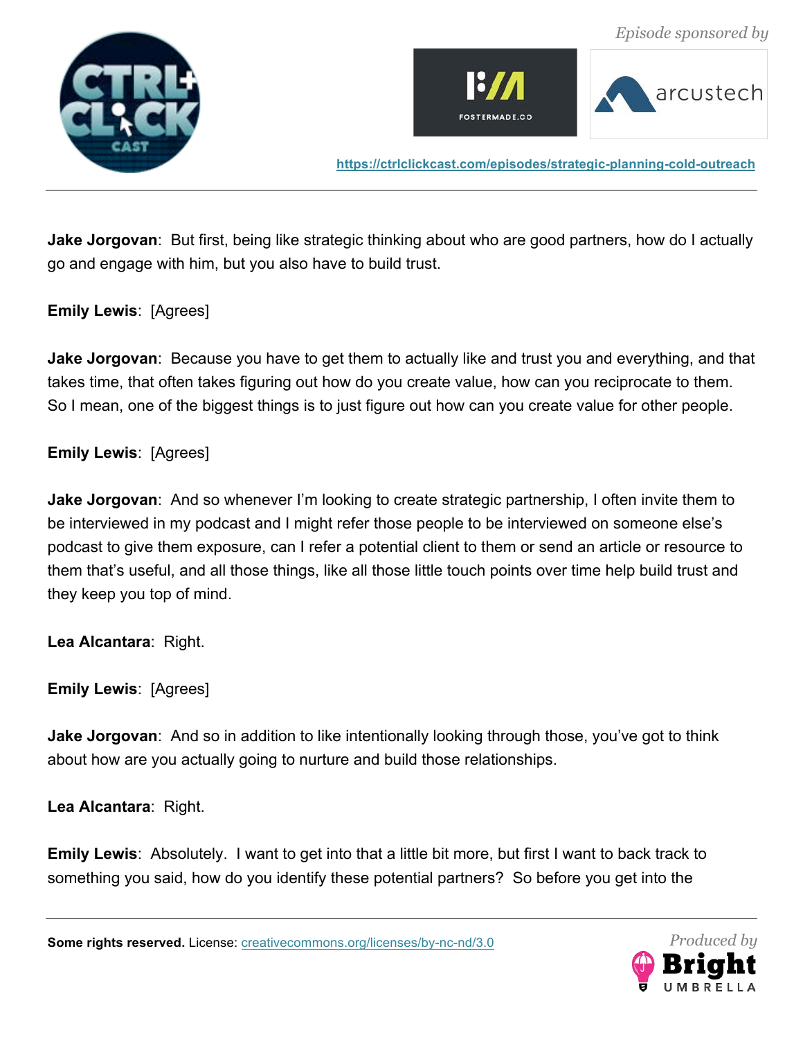**Jake Jorgovan**: But first, being like strategic thinking about who are good partners, how do I actually go and engage with him, but you also have to build trust.

**Emily Lewis**: [Agrees]

**Jake Jorgovan**: Because you have to get them to actually like and trust you and everything, and that takes time, that often takes figuring out how do you create value, how can you reciprocate to them. So I mean, one of the biggest things is to just figure out how can you create value for other people.

**Emily Lewis**: [Agrees]

**Jake Jorgovan**: And so whenever I'm looking to create strategic partnership, I often invite them to be interviewed in my podcast and I might refer those people to be interviewed on someone else's podcast to give them exposure, can I refer a potential client to them or send an article or resource to them that's useful, and all those things, like all those little touch points over time help build trust and they keep you top of mind.

**Lea Alcantara**: Right.

**Emily Lewis**: [Agrees]

**Jake Jorgovan**: And so in addition to like intentionally looking through those, you've got to think about how are you actually going to nurture and build those relationships.

**Lea Alcantara**: Right.

**Emily Lewis**: Absolutely. I want to get into that a little bit more, but first I want to back track to something you said, how do you identify these potential partners? So before you get into the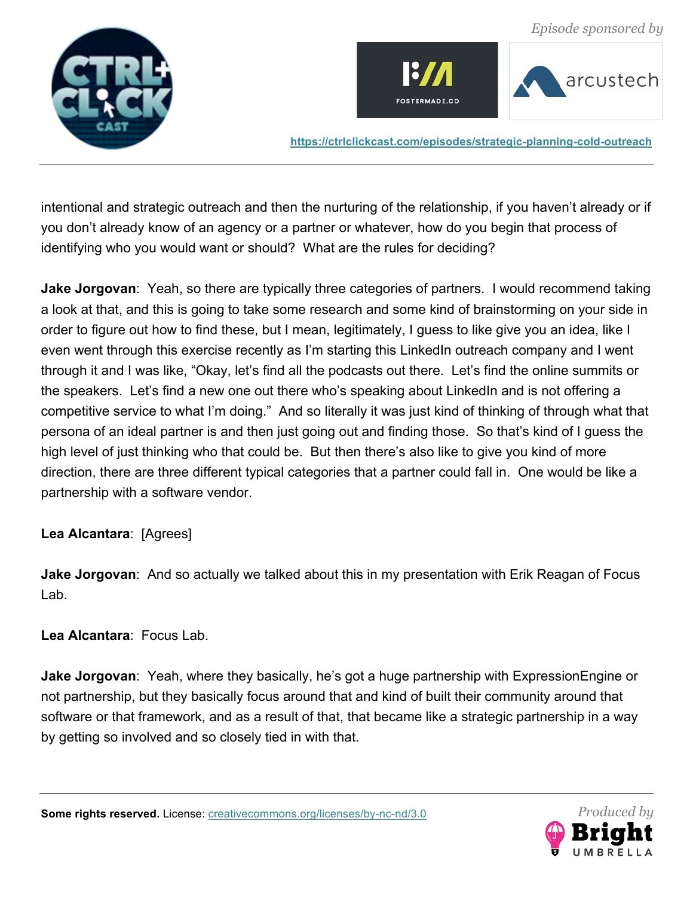intentional and strategic outreach and then the nurturing of the relationship, if you haven't already or if you don't already know of an agency or a partner or whatever, how do you begin that process of identifying who you would want or should? What are the rules for deciding?

**Jake Jorgovan**: Yeah, so there are typically three categories of partners. I would recommend taking a look at that, and this is going to take some research and some kind of brainstorming on your side in order to figure out how to find these, but I mean, legitimately, I guess to like give you an idea, like I even went through this exercise recently as I'm starting this LinkedIn outreach company and I went through it and I was like, "Okay, let's find all the podcasts out there. Let's find the online summits or the speakers. Let's find a new one out there who's speaking about LinkedIn and is not offering a competitive service to what I'm doing." And so literally it was just kind of thinking of through what that persona of an ideal partner is and then just going out and finding those. So that's kind of I guess the high level of just thinking who that could be. But then there's also like to give you kind of more direction, there are three different typical categories that a partner could fall in. One would be like a partnership with a software vendor.

**Lea Alcantara**: [Agrees]

**Jake Jorgovan**: And so actually we talked about this in my presentation with Erik Reagan of Focus Lab.

**Lea Alcantara**: Focus Lab.

**Jake Jorgovan**: Yeah, where they basically, he's got a huge partnership with ExpressionEngine or not partnership, but they basically focus around that and kind of built their community around that software or that framework, and as a result of that, that became like a strategic partnership in a way by getting so involved and so closely tied in with that.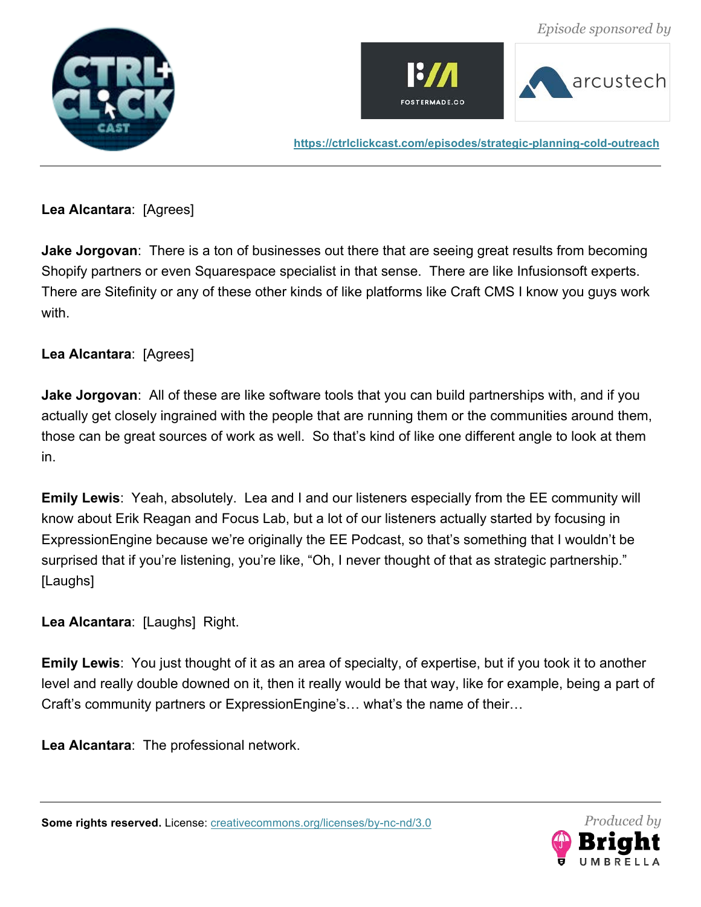**Lea Alcantara**: [Agrees]

**Jake Jorgovan**: There is a ton of businesses out there that are seeing great results from becoming Shopify partners or even Squarespace specialist in that sense. There are like Infusionsoft experts. There are Sitefinity or any of these other kinds of like platforms like Craft CMS I know you guys work with.

**Lea Alcantara**: [Agrees]

**Jake Jorgovan**: All of these are like software tools that you can build partnerships with, and if you actually get closely ingrained with the people that are running them or the communities around them, those can be great sources of work as well. So that's kind of like one different angle to look at them in.

**Emily Lewis**: Yeah, absolutely. Lea and I and our listeners especially from the EE community will know about Erik Reagan and Focus Lab, but a lot of our listeners actually started by focusing in ExpressionEngine because we're originally the EE Podcast, so that's something that I wouldn't be surprised that if you're listening, you're like, "Oh, I never thought of that as strategic partnership." [Laughs]

**Lea Alcantara**: [Laughs] Right.

**Emily Lewis**: You just thought of it as an area of specialty, of expertise, but if you took it to another level and really double downed on it, then it really would be that way, like for example, being a part of Craft's community partners or ExpressionEngine's… what's the name of their…

**Lea Alcantara**: The professional network.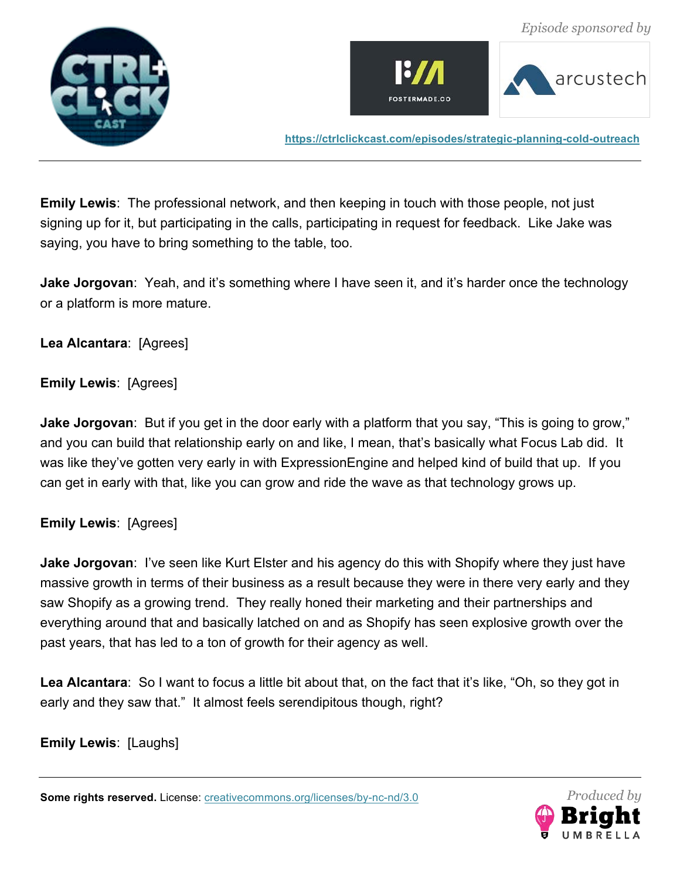**Emily Lewis**: The professional network, and then keeping in touch with those people, not just signing up for it, but participating in the calls, participating in request for feedback. Like Jake was saying, you have to bring something to the table, too.

**Jake Jorgovan**: Yeah, and it's something where I have seen it, and it's harder once the technology or a platform is more mature.

**Lea Alcantara**: [Agrees]

**Emily Lewis**: [Agrees]

**Jake Jorgovan**: But if you get in the door early with a platform that you say, "This is going to grow," and you can build that relationship early on and like, I mean, that's basically what Focus Lab did. It was like they've gotten very early in with ExpressionEngine and helped kind of build that up. If you can get in early with that, like you can grow and ride the wave as that technology grows up.

**Emily Lewis**: [Agrees]

**Jake Jorgovan**: I've seen like Kurt Elster and his agency do this with Shopify where they just have massive growth in terms of their business as a result because they were in there very early and they saw Shopify as a growing trend. They really honed their marketing and their partnerships and everything around that and basically latched on and as Shopify has seen explosive growth over the past years, that has led to a ton of growth for their agency as well.

**Lea Alcantara**: So I want to focus a little bit about that, on the fact that it's like, "Oh, so they got in early and they saw that." It almost feels serendipitous though, right?

**Emily Lewis**: [Laughs]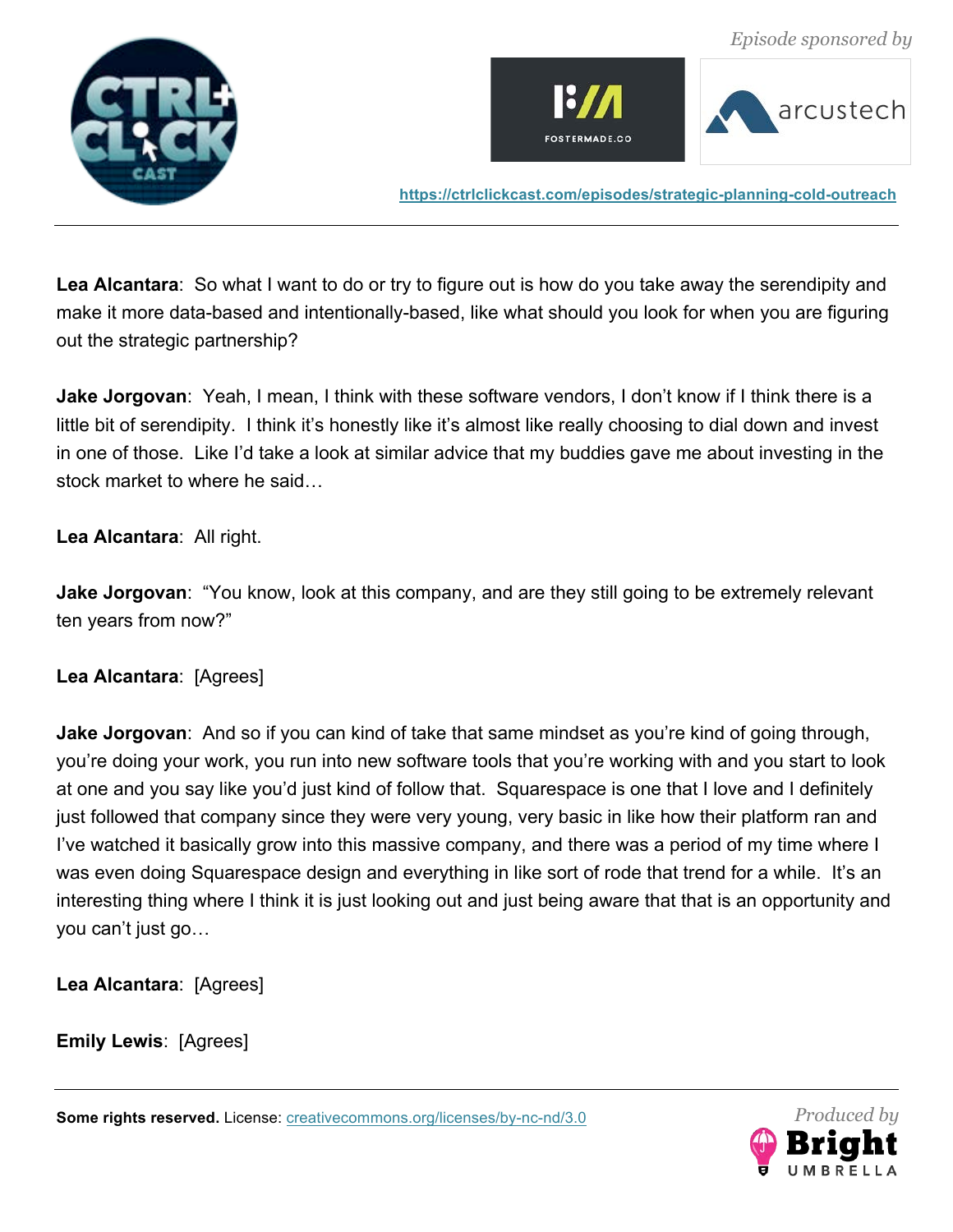**Lea Alcantara**: So what I want to do or try to figure out is how do you take away the serendipity and make it more data-based and intentionally-based, like what should you look for when you are figuring out the strategic partnership?

**Jake Jorgovan**: Yeah, I mean, I think with these software vendors, I don't know if I think there is a little bit of serendipity. I think it's honestly like it's almost like really choosing to dial down and invest in one of those. Like I'd take a look at similar advice that my buddies gave me about investing in the stock market to where he said…

**Lea Alcantara**: All right.

**Jake Jorgovan**: "You know, look at this company, and are they still going to be extremely relevant ten years from now?"

**Lea Alcantara**: [Agrees]

**Jake Jorgovan**: And so if you can kind of take that same mindset as you're kind of going through, you're doing your work, you run into new software tools that you're working with and you start to look at one and you say like you'd just kind of follow that. Squarespace is one that I love and I definitely just followed that company since they were very young, very basic in like how their platform ran and I've watched it basically grow into this massive company, and there was a period of my time where I was even doing Squarespace design and everything in like sort of rode that trend for a while. It's an interesting thing where I think it is just looking out and just being aware that that is an opportunity and you can't just go…

**Lea Alcantara**: [Agrees]

**Emily Lewis**: [Agrees]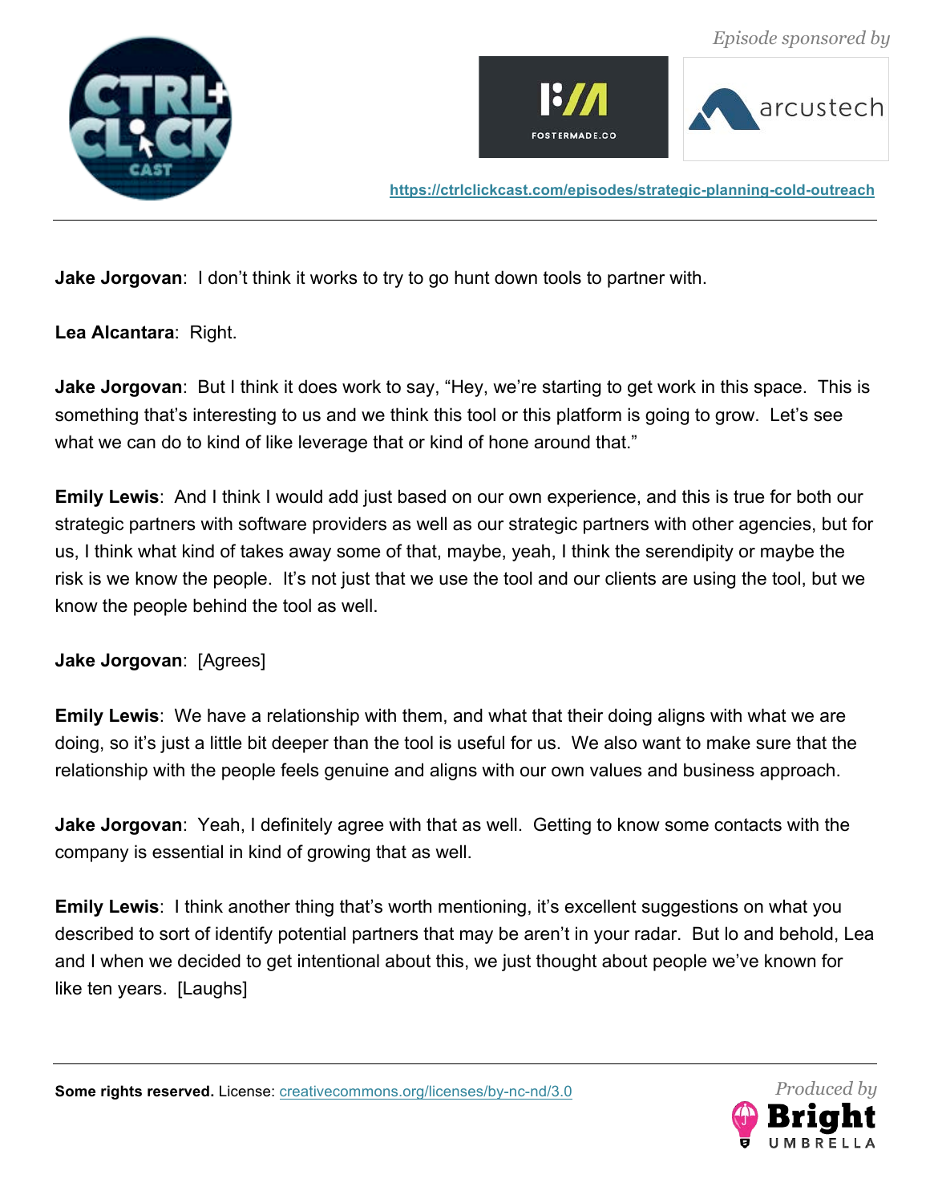**Jake Jorgovan**: I don't think it works to try to go hunt down tools to partner with.

**Lea Alcantara**: Right.

**Jake Jorgovan**: But I think it does work to say, "Hey, we're starting to get work in this space. This is something that's interesting to us and we think this tool or this platform is going to grow. Let's see what we can do to kind of like leverage that or kind of hone around that."

**Emily Lewis**: And I think I would add just based on our own experience, and this is true for both our strategic partners with software providers as well as our strategic partners with other agencies, but for us, I think what kind of takes away some of that, maybe, yeah, I think the serendipity or maybe the risk is we know the people. It's not just that we use the tool and our clients are using the tool, but we know the people behind the tool as well.

**Jake Jorgovan**: [Agrees]

**Emily Lewis**: We have a relationship with them, and what that their doing aligns with what we are doing, so it's just a little bit deeper than the tool is useful for us. We also want to make sure that the relationship with the people feels genuine and aligns with our own values and business approach.

**Jake Jorgovan**: Yeah, I definitely agree with that as well. Getting to know some contacts with the company is essential in kind of growing that as well.

**Emily Lewis**: I think another thing that's worth mentioning, it's excellent suggestions on what you described to sort of identify potential partners that may be aren't in your radar. But lo and behold, Lea and I when we decided to get intentional about this, we just thought about people we've known for like ten years. [Laughs]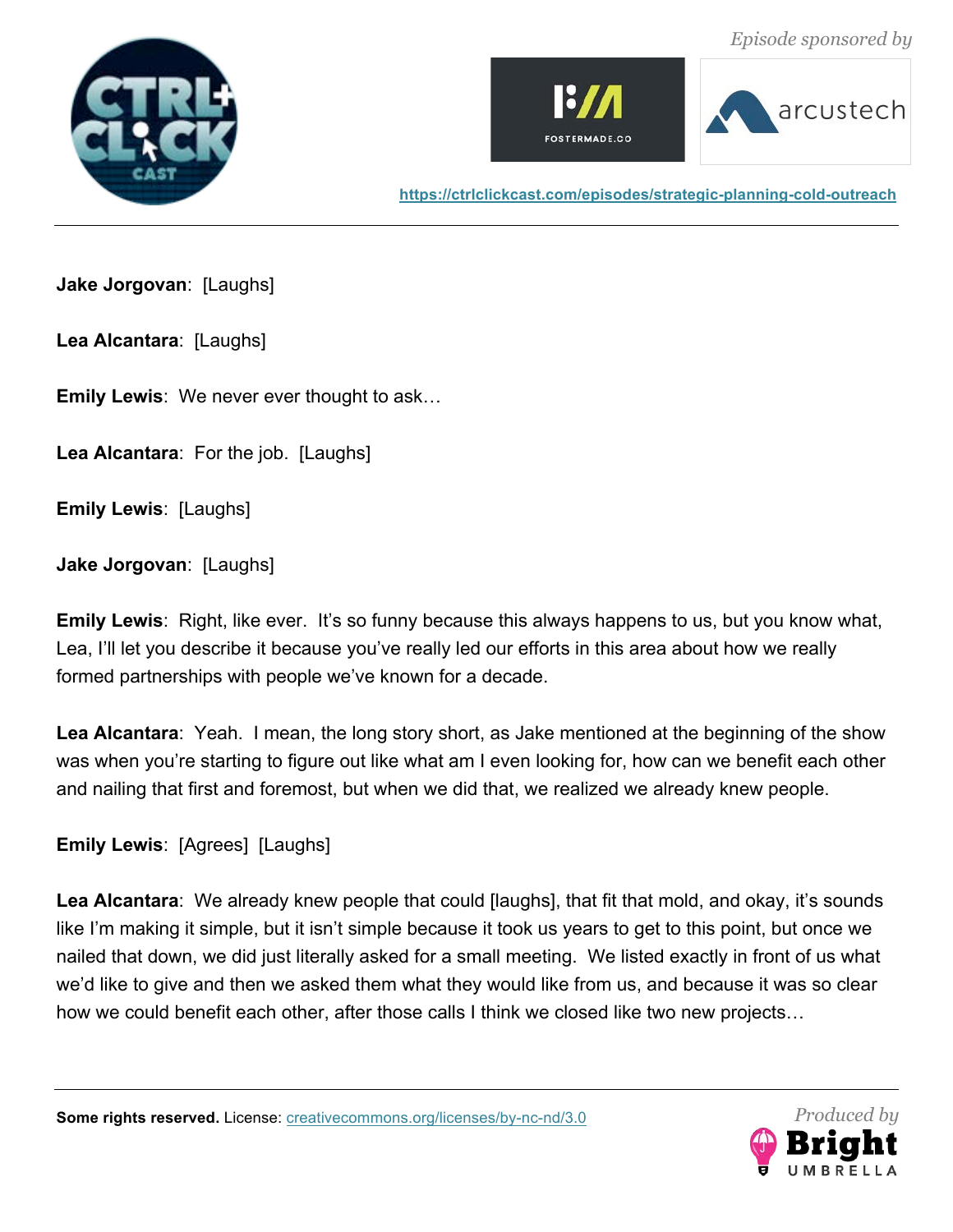**Jake Jorgovan**: [Laughs]

**Lea Alcantara**: [Laughs]

**Emily Lewis**: We never ever thought to ask…

**Lea Alcantara**: For the job. [Laughs]

**Emily Lewis**: [Laughs]

**Jake Jorgovan**: [Laughs]

**Emily Lewis**: Right, like ever. It's so funny because this always happens to us, but you know what, Lea, I'll let you describe it because you've really led our efforts in this area about how we really formed partnerships with people we've known for a decade.

**Lea Alcantara**: Yeah. I mean, the long story short, as Jake mentioned at the beginning of the show was when you're starting to figure out like what am I even looking for, how can we benefit each other and nailing that first and foremost, but when we did that, we realized we already knew people.

**Emily Lewis**: [Agrees] [Laughs]

**Lea Alcantara**: We already knew people that could [laughs], that fit that mold, and okay, it's sounds like I'm making it simple, but it isn't simple because it took us years to get to this point, but once we nailed that down, we did just literally asked for a small meeting. We listed exactly in front of us what we'd like to give and then we asked them what they would like from us, and because it was so clear how we could benefit each other, after those calls I think we closed like two new projects…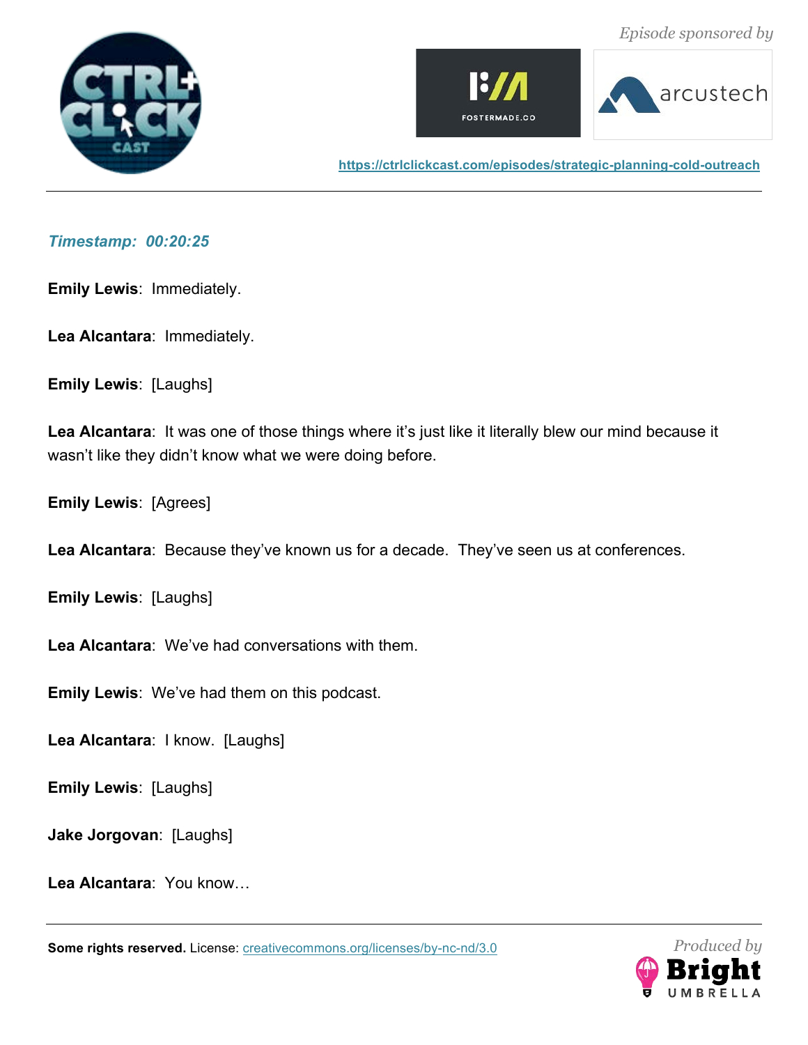*Timestamp: 00:20:25*

**Emily Lewis**: Immediately.

**Lea Alcantara**: Immediately.

**Emily Lewis**: [Laughs]

**Lea Alcantara**: It was one of those things where it's just like it literally blew our mind because it wasn't like they didn't know what we were doing before.

**Emily Lewis**: [Agrees]

**Lea Alcantara**: Because they've known us for a decade. They've seen us at conferences.

**Emily Lewis**: [Laughs]

**Lea Alcantara**: We've had conversations with them.

**Emily Lewis**: We've had them on this podcast.

**Lea Alcantara**: I know. [Laughs]

**Emily Lewis**: [Laughs]

**Jake Jorgovan**: [Laughs]

**Lea Alcantara**: You know…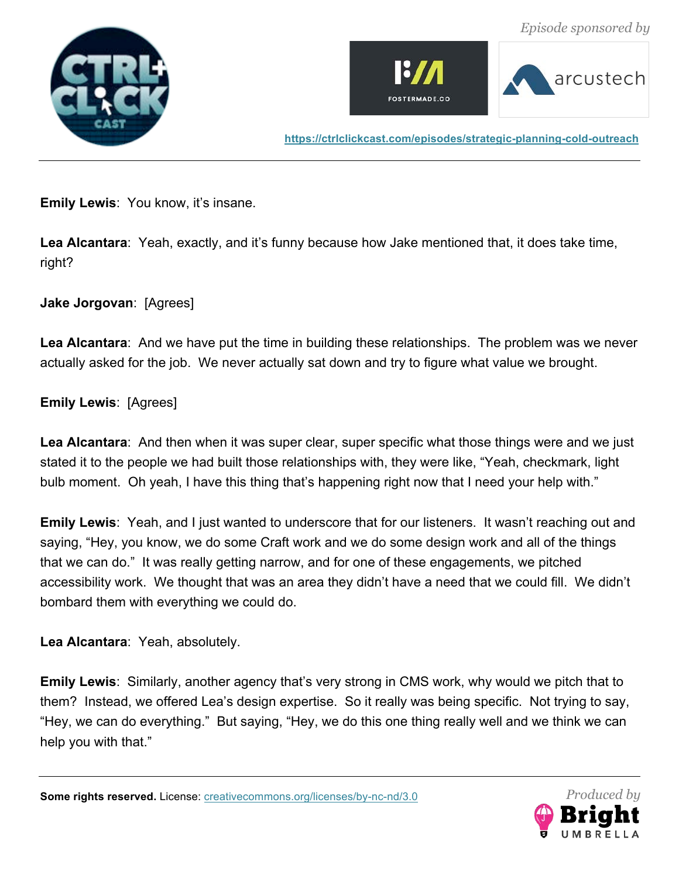**Emily Lewis**: You know, it's insane.

**Lea Alcantara**: Yeah, exactly, and it's funny because how Jake mentioned that, it does take time, right?

**Jake Jorgovan**: [Agrees]

**Lea Alcantara**: And we have put the time in building these relationships. The problem was we never actually asked for the job. We never actually sat down and try to figure what value we brought.

**Emily Lewis**: [Agrees]

**Lea Alcantara**: And then when it was super clear, super specific what those things were and we just stated it to the people we had built those relationships with, they were like, "Yeah, checkmark, light bulb moment. Oh yeah, I have this thing that's happening right now that I need your help with."

**Emily Lewis**: Yeah, and I just wanted to underscore that for our listeners. It wasn't reaching out and saying, "Hey, you know, we do some Craft work and we do some design work and all of the things that we can do." It was really getting narrow, and for one of these engagements, we pitched accessibility work. We thought that was an area they didn't have a need that we could fill. We didn't bombard them with everything we could do.

**Lea Alcantara**: Yeah, absolutely.

**Emily Lewis**: Similarly, another agency that's very strong in CMS work, why would we pitch that to them? Instead, we offered Lea's design expertise. So it really was being specific. Not trying to say, "Hey, we can do everything." But saying, "Hey, we do this one thing really well and we think we can help you with that."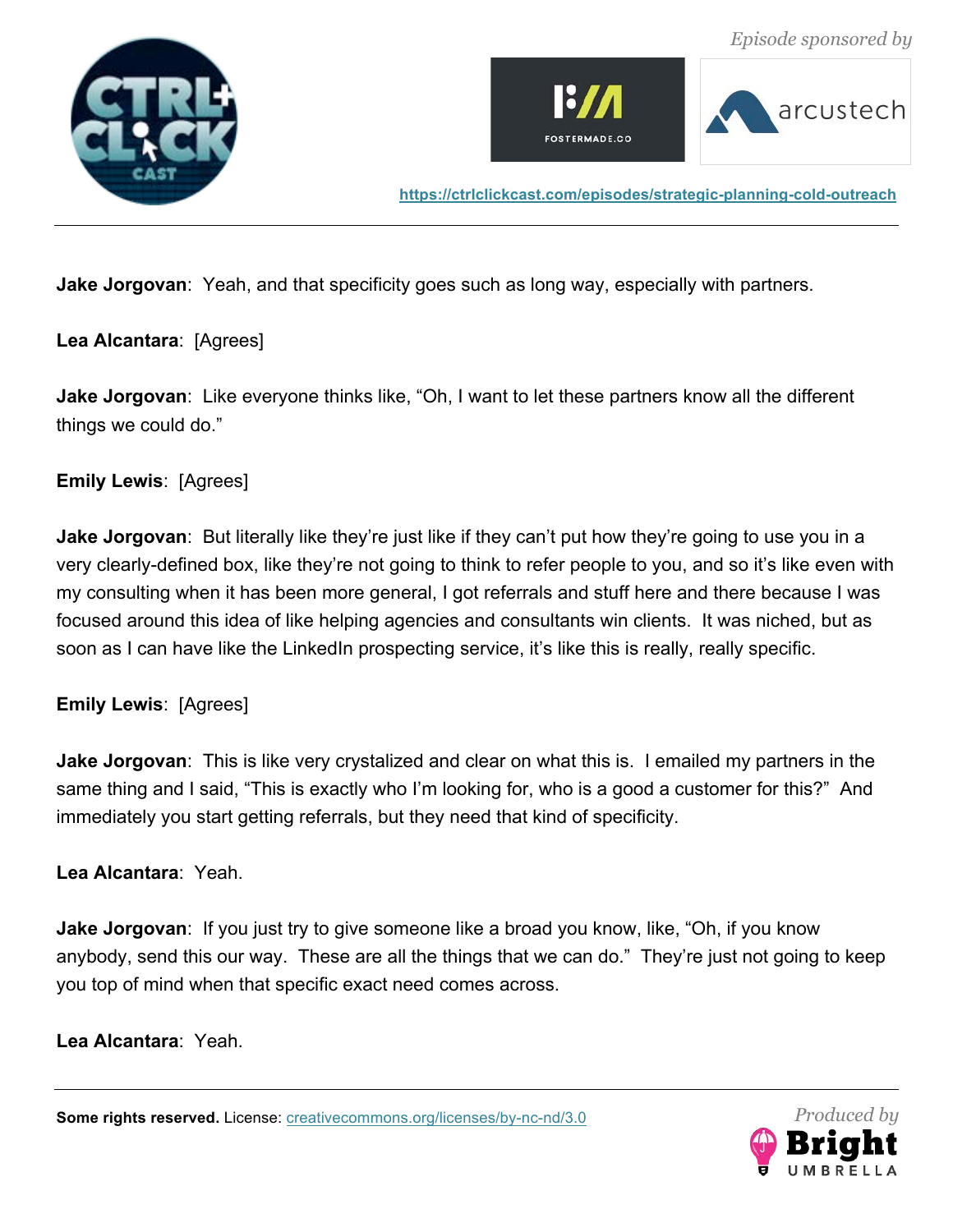**Jake Jorgovan**: Yeah, and that specificity goes such as long way, especially with partners.

**Lea Alcantara**: [Agrees]

**Jake Jorgovan**: Like everyone thinks like, "Oh, I want to let these partners know all the different things we could do."

**Emily Lewis**: [Agrees]

**Jake Jorgovan**: But literally like they're just like if they can't put how they're going to use you in a very clearly-defined box, like they're not going to think to refer people to you, and so it's like even with my consulting when it has been more general, I got referrals and stuff here and there because I was focused around this idea of like helping agencies and consultants win clients. It was niched, but as soon as I can have like the LinkedIn prospecting service, it's like this is really, really specific.

**Emily Lewis**: [Agrees]

**Jake Jorgovan**: This is like very crystalized and clear on what this is. I emailed my partners in the same thing and I said, "This is exactly who I'm looking for, who is a good a customer for this?" And immediately you start getting referrals, but they need that kind of specificity.

**Lea Alcantara**: Yeah.

**Jake Jorgovan**: If you just try to give someone like a broad you know, like, "Oh, if you know anybody, send this our way. These are all the things that we can do." They're just not going to keep you top of mind when that specific exact need comes across.

**Lea Alcantara**: Yeah.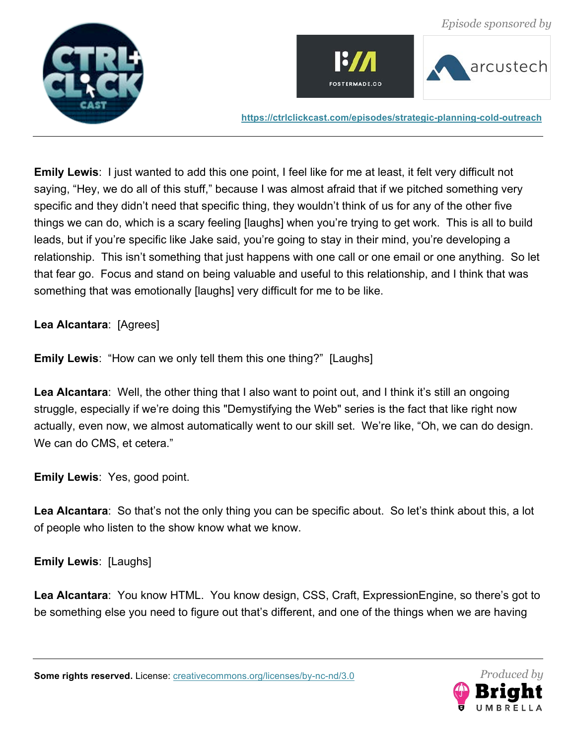**Emily Lewis**: I just wanted to add this one point, I feel like for me at least, it felt very difficult not saying, “Hey, we do all of this stuff,” because I was almost afraid that if we pitched something very specific and they didn’t need that specific thing, they wouldn’t think of us for any of the other five things we can do, which is a scary feeling [laughs] when you’re trying to get work. This is all to build leads, but if you’re specific like Jake said, you’re going to stay in their mind, you’re developing a relationship. This isn’t something that just happens with one call or one email or one anything. So let that fear go. Focus and stand on being valuable and useful to this relationship, and I think that was something that was emotionally [laughs] very difficult for me to be like.

**Lea Alcantara**: [Agrees]

**Emily Lewis**: “How can we only tell them this one thing?” [Laughs]

**Lea Alcantara**: Well, the other thing that I also want to point out, and I think it’s still an ongoing struggle, especially if we’re doing this "Demystifying the Web" series is the fact that like right now actually, even now, we almost automatically went to our skill set. We’re like, “Oh, we can do design. We can do CMS, et cetera.”

**Emily Lewis**: Yes, good point.

**Lea Alcantara**: So that’s not the only thing you can be specific about. So let’s think about this, a lot of people who listen to the show know what we know.

**Emily Lewis**: [Laughs]

**Lea Alcantara**: You know HTML. You know design, CSS, Craft, ExpressionEngine, so there’s got to be something else you need to figure out that’s different, and one of the things when we are having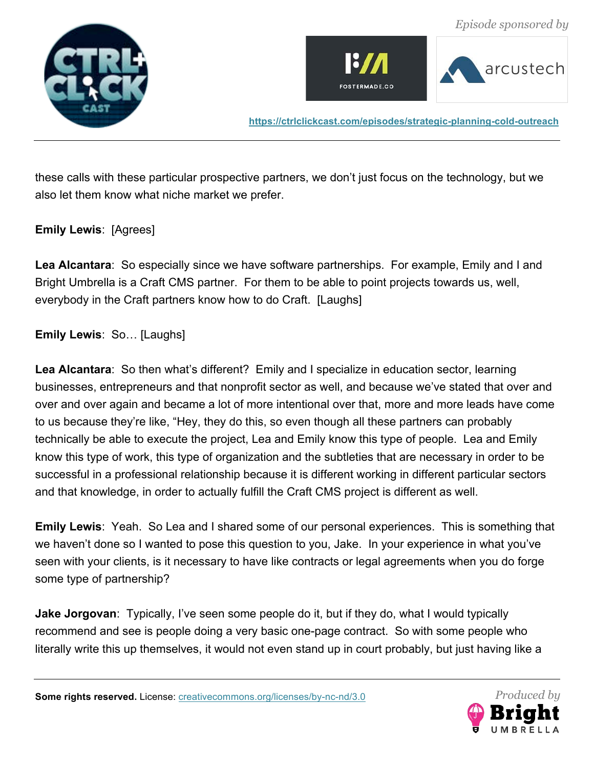these calls with these particular prospective partners, we don't just focus on the technology, but we also let them know what niche market we prefer.

**Emily Lewis**: [Agrees]

**Lea Alcantara**: So especially since we have software partnerships. For example, Emily and I and Bright Umbrella is a Craft CMS partner. For them to be able to point projects towards us, well, everybody in the Craft partners know how to do Craft. [Laughs]

**Emily Lewis**: So… [Laughs]

**Lea Alcantara**: So then what's different? Emily and I specialize in education sector, learning businesses, entrepreneurs and that nonprofit sector as well, and because we've stated that over and over and over again and became a lot of more intentional over that, more and more leads have come to us because they're like, "Hey, they do this, so even though all these partners can probably technically be able to execute the project, Lea and Emily know this type of people. Lea and Emily know this type of work, this type of organization and the subtleties that are necessary in order to be successful in a professional relationship because it is different working in different particular sectors and that knowledge, in order to actually fulfill the Craft CMS project is different as well.

**Emily Lewis**: Yeah. So Lea and I shared some of our personal experiences. This is something that we haven't done so I wanted to pose this question to you, Jake. In your experience in what you've seen with your clients, is it necessary to have like contracts or legal agreements when you do forge some type of partnership?

**Jake Jorgovan**: Typically, I've seen some people do it, but if they do, what I would typically recommend and see is people doing a very basic one-page contract. So with some people who literally write this up themselves, it would not even stand up in court probably, but just having like a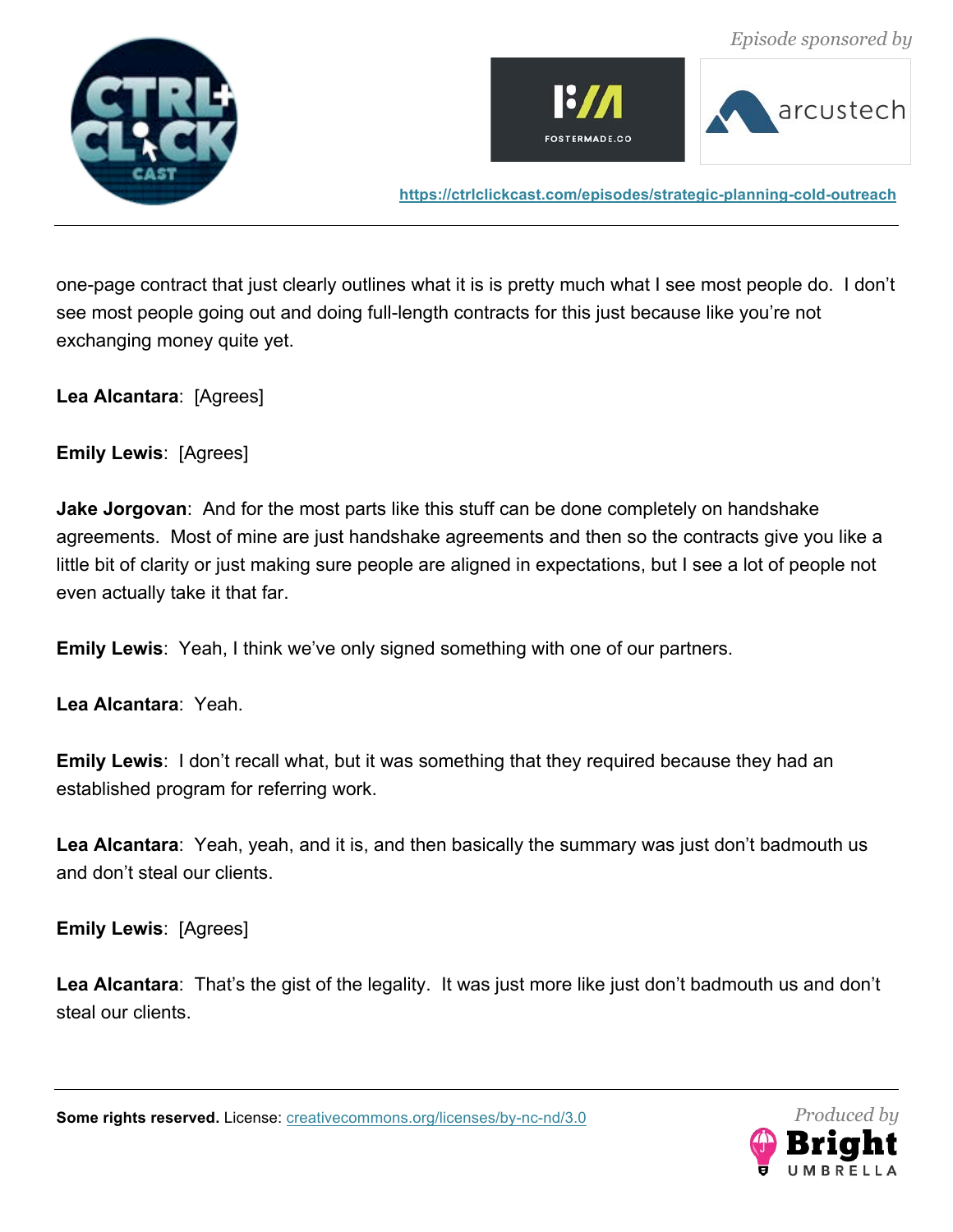one-page contract that just clearly outlines what it is is pretty much what I see most people do. I don't see most people going out and doing full-length contracts for this just because like you're not exchanging money quite yet.

**Lea Alcantara**: [Agrees]

**Emily Lewis**: [Agrees]

**Jake Jorgovan**: And for the most parts like this stuff can be done completely on handshake agreements. Most of mine are just handshake agreements and then so the contracts give you like a little bit of clarity or just making sure people are aligned in expectations, but I see a lot of people not even actually take it that far.

**Emily Lewis**: Yeah, I think we've only signed something with one of our partners.

**Lea Alcantara**: Yeah.

**Emily Lewis**: I don't recall what, but it was something that they required because they had an established program for referring work.

**Lea Alcantara**: Yeah, yeah, and it is, and then basically the summary was just don't badmouth us and don't steal our clients.

**Emily Lewis**: [Agrees]

**Lea Alcantara**: That's the gist of the legality. It was just more like just don't badmouth us and don't steal our clients.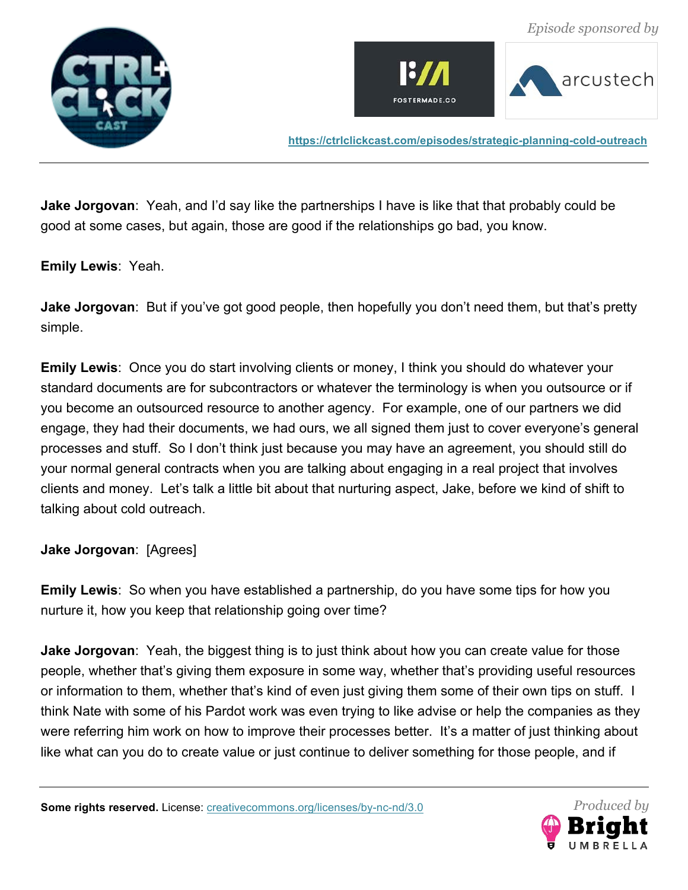**Jake Jorgovan**: Yeah, and I'd say like the partnerships I have is like that that probably could be good at some cases, but again, those are good if the relationships go bad, you know.

**Emily Lewis**: Yeah.

**Jake Jorgovan**: But if you've got good people, then hopefully you don't need them, but that's pretty simple.

**Emily Lewis**: Once you do start involving clients or money, I think you should do whatever your standard documents are for subcontractors or whatever the terminology is when you outsource or if you become an outsourced resource to another agency. For example, one of our partners we did engage, they had their documents, we had ours, we all signed them just to cover everyone's general processes and stuff. So I don't think just because you may have an agreement, you should still do your normal general contracts when you are talking about engaging in a real project that involves clients and money. Let's talk a little bit about that nurturing aspect, Jake, before we kind of shift to talking about cold outreach.

**Jake Jorgovan**: [Agrees]

**Emily Lewis**: So when you have established a partnership, do you have some tips for how you nurture it, how you keep that relationship going over time?

**Jake Jorgovan**: Yeah, the biggest thing is to just think about how you can create value for those people, whether that's giving them exposure in some way, whether that's providing useful resources or information to them, whether that's kind of even just giving them some of their own tips on stuff. I think Nate with some of his Pardot work was even trying to like advise or help the companies as they were referring him work on how to improve their processes better. It's a matter of just thinking about like what can you do to create value or just continue to deliver something for those people, and if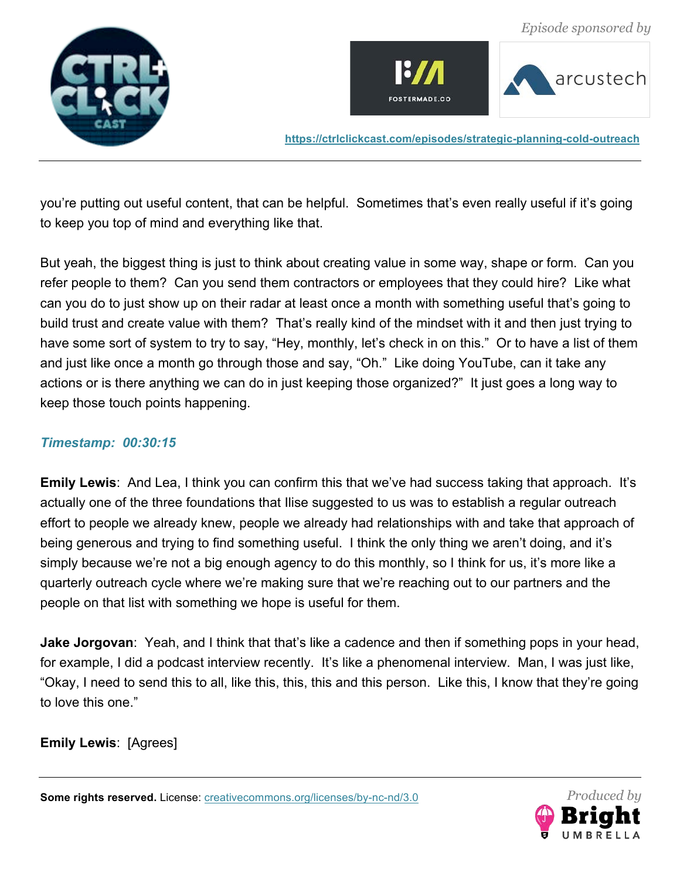you're putting out useful content, that can be helpful. Sometimes that's even really useful if it's going to keep you top of mind and everything like that.

But yeah, the biggest thing is just to think about creating value in some way, shape or form. Can you refer people to them? Can you send them contractors or employees that they could hire? Like what can you do to just show up on their radar at least once a month with something useful that's going to build trust and create value with them? That's really kind of the mindset with it and then just trying to have some sort of system to try to say, "Hey, monthly, let's check in on this." Or to have a list of them and just like once a month go through those and say, "Oh." Like doing YouTube, can it take any actions or is there anything we can do in just keeping those organized?" It just goes a long way to keep those touch points happening.

***Timestamp: 00:30:15***

**Emily Lewis**: And Lea, I think you can confirm this that we've had success taking that approach. It's actually one of the three foundations that Ilise suggested to us was to establish a regular outreach effort to people we already knew, people we already had relationships with and take that approach of being generous and trying to find something useful. I think the only thing we aren't doing, and it's simply because we're not a big enough agency to do this monthly, so I think for us, it's more like a quarterly outreach cycle where we're making sure that we're reaching out to our partners and the people on that list with something we hope is useful for them.

**Jake Jorgovan**: Yeah, and I think that that's like a cadence and then if something pops in your head, for example, I did a podcast interview recently. It's like a phenomenal interview. Man, I was just like, "Okay, I need to send this to all, like this, this, this and this person. Like this, I know that they're going to love this one."

**Emily Lewis**: [Agrees]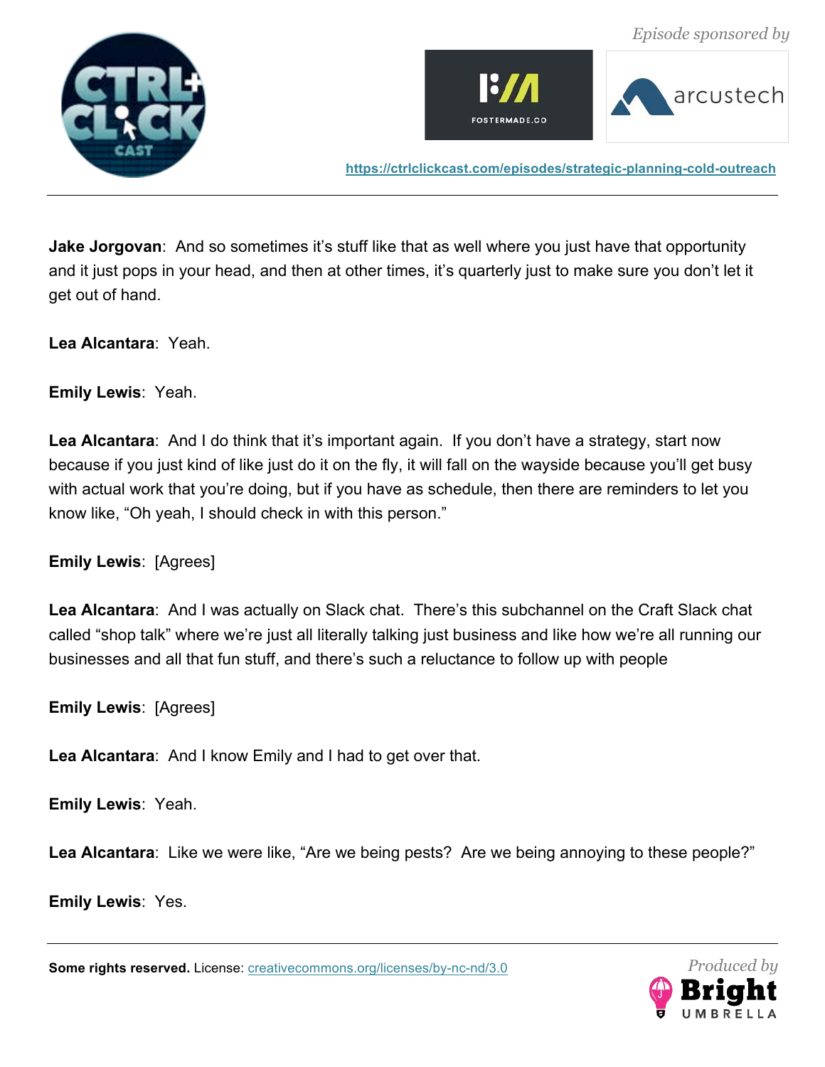**Jake Jorgovan**: And so sometimes it's stuff like that as well where you just have that opportunity and it just pops in your head, and then at other times, it's quarterly just to make sure you don't let it get out of hand.

**Lea Alcantara**: Yeah.

**Emily Lewis**: Yeah.

**Lea Alcantara**: And I do think that it's important again. If you don't have a strategy, start now because if you just kind of like just do it on the fly, it will fall on the wayside because you'll get busy with actual work that you're doing, but if you have as schedule, then there are reminders to let you know like, "Oh yeah, I should check in with this person."

**Emily Lewis**: [Agrees]

**Lea Alcantara**: And I was actually on Slack chat. There's this subchannel on the Craft Slack chat called "shop talk" where we're just all literally talking just business and like how we're all running our businesses and all that fun stuff, and there's such a reluctance to follow up with people

**Emily Lewis**: [Agrees]

**Lea Alcantara**: And I know Emily and I had to get over that.

**Emily Lewis**: Yeah.

**Lea Alcantara**: Like we were like, "Are we being pests? Are we being annoying to these people?"

**Emily Lewis**: Yes.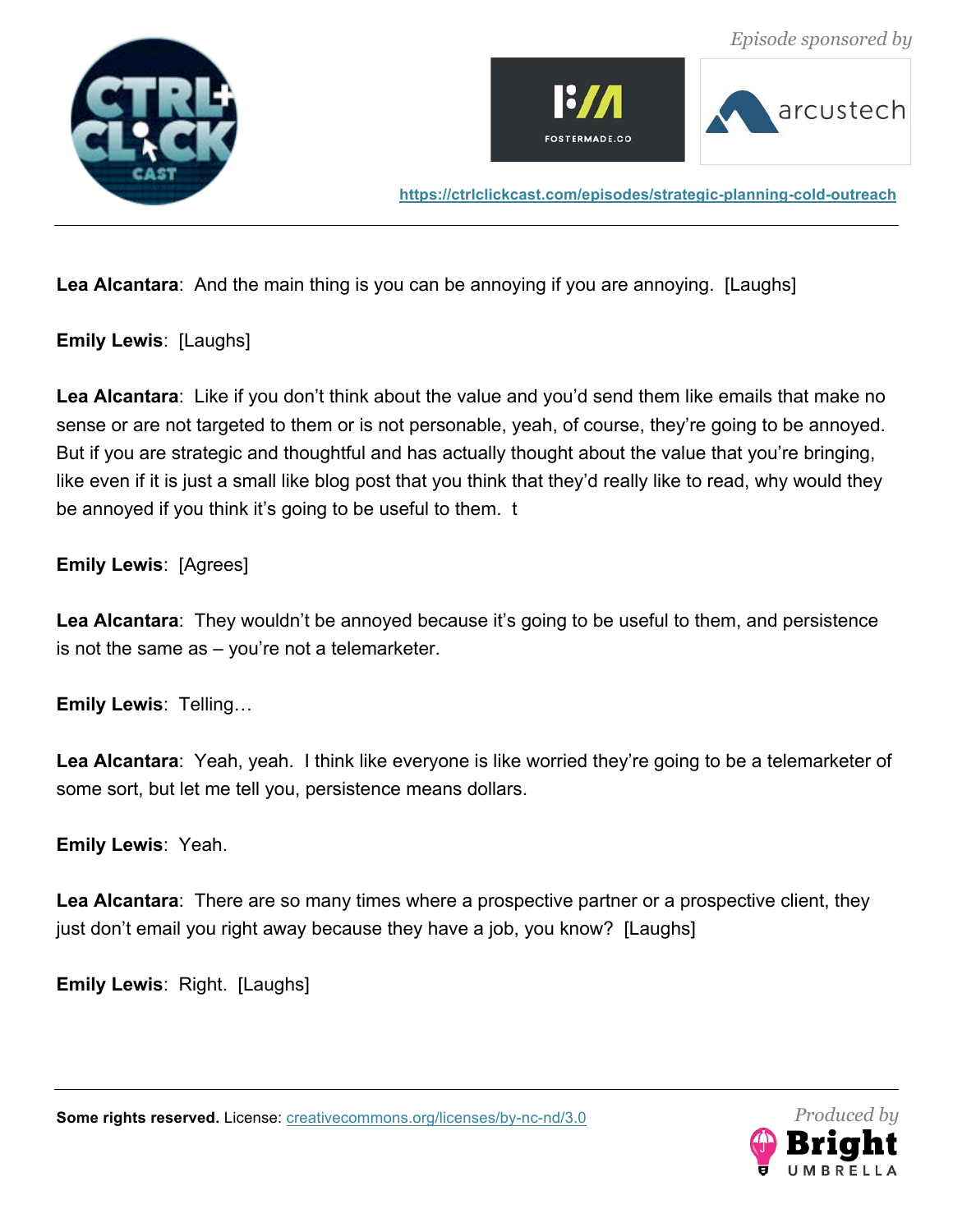**Lea Alcantara**: And the main thing is you can be annoying if you are annoying. [Laughs]

**Emily Lewis**: [Laughs]

**Lea Alcantara**: Like if you don't think about the value and you'd send them like emails that make no sense or are not targeted to them or is not personable, yeah, of course, they're going to be annoyed. But if you are strategic and thoughtful and has actually thought about the value that you're bringing, like even if it is just a small like blog post that you think that they'd really like to read, why would they be annoyed if you think it's going to be useful to them. t

**Emily Lewis**: [Agrees]

**Lea Alcantara**: They wouldn't be annoyed because it's going to be useful to them, and persistence is not the same as – you're not a telemarketer.

**Emily Lewis**: Telling…

**Lea Alcantara**: Yeah, yeah. I think like everyone is like worried they're going to be a telemarketer of some sort, but let me tell you, persistence means dollars.

**Emily Lewis**: Yeah.

**Lea Alcantara**: There are so many times where a prospective partner or a prospective client, they just don't email you right away because they have a job, you know? [Laughs]

**Emily Lewis**: Right. [Laughs]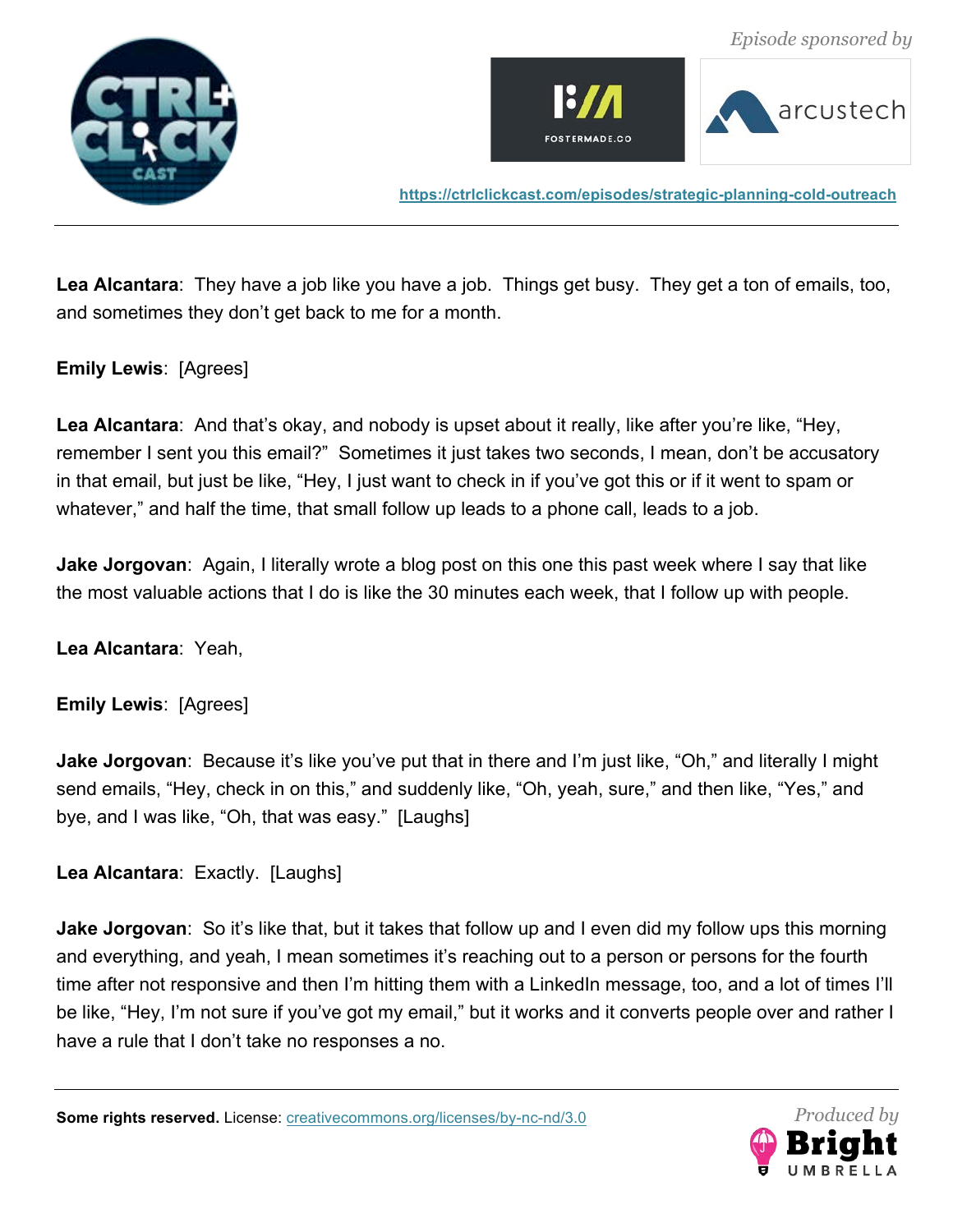**Lea Alcantara**: They have a job like you have a job. Things get busy. They get a ton of emails, too, and sometimes they don't get back to me for a month.

**Emily Lewis**: [Agrees]

**Lea Alcantara**: And that's okay, and nobody is upset about it really, like after you're like, "Hey, remember I sent you this email?" Sometimes it just takes two seconds, I mean, don't be accusatory in that email, but just be like, "Hey, I just want to check in if you've got this or if it went to spam or whatever," and half the time, that small follow up leads to a phone call, leads to a job.

**Jake Jorgovan**: Again, I literally wrote a blog post on this one this past week where I say that like the most valuable actions that I do is like the 30 minutes each week, that I follow up with people.

**Lea Alcantara**: Yeah,

**Emily Lewis**: [Agrees]

**Jake Jorgovan**: Because it's like you've put that in there and I'm just like, "Oh," and literally I might send emails, "Hey, check in on this," and suddenly like, "Oh, yeah, sure," and then like, "Yes," and bye, and I was like, "Oh, that was easy." [Laughs]

**Lea Alcantara**: Exactly. [Laughs]

**Jake Jorgovan**: So it's like that, but it takes that follow up and I even did my follow ups this morning and everything, and yeah, I mean sometimes it's reaching out to a person or persons for the fourth time after not responsive and then I'm hitting them with a LinkedIn message, too, and a lot of times I'll be like, "Hey, I'm not sure if you've got my email," but it works and it converts people over and rather I have a rule that I don't take no responses a no.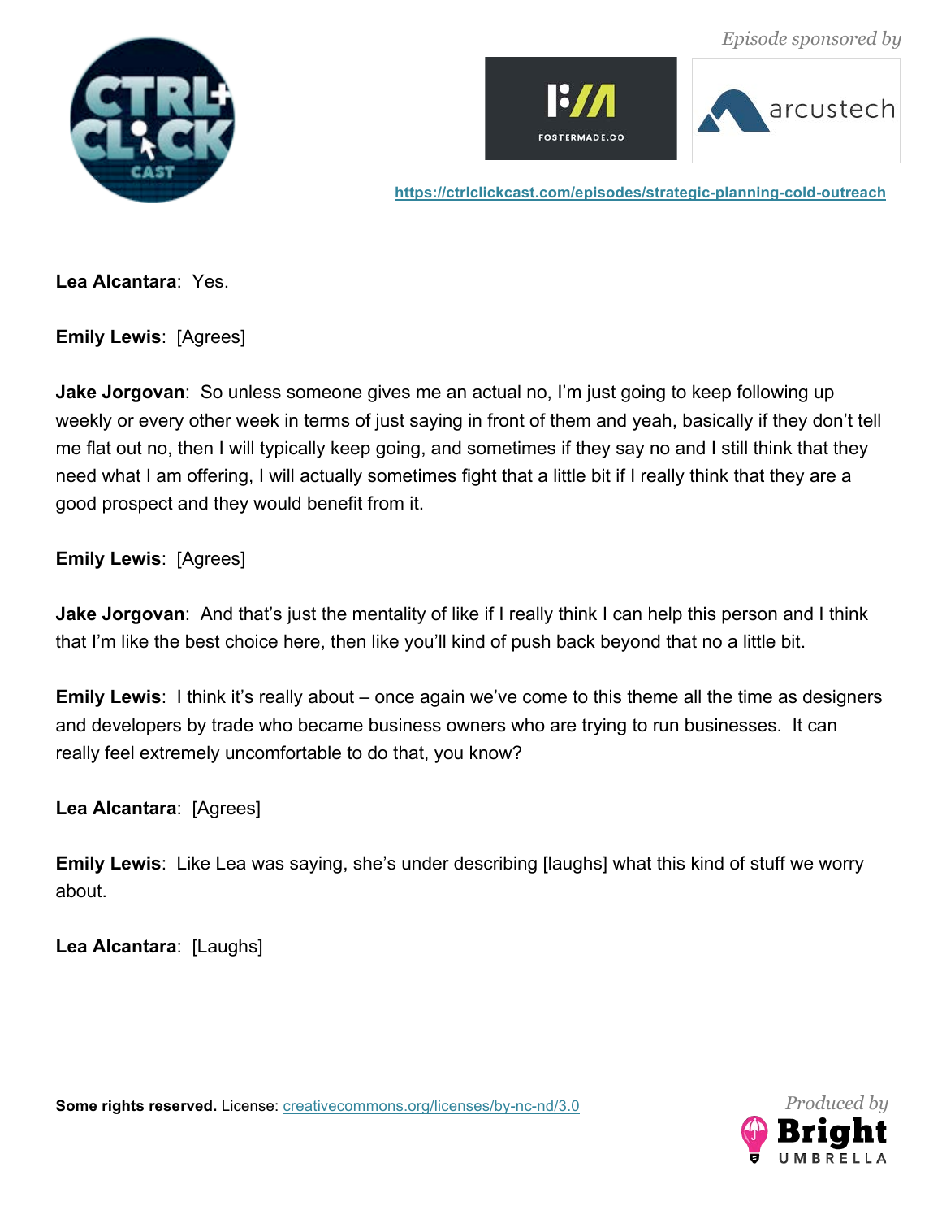**Lea Alcantara**: Yes.

**Emily Lewis**: [Agrees]

**Jake Jorgovan**: So unless someone gives me an actual no, I'm just going to keep following up weekly or every other week in terms of just saying in front of them and yeah, basically if they don't tell me flat out no, then I will typically keep going, and sometimes if they say no and I still think that they need what I am offering, I will actually sometimes fight that a little bit if I really think that they are a good prospect and they would benefit from it.

**Emily Lewis**: [Agrees]

**Jake Jorgovan**: And that's just the mentality of like if I really think I can help this person and I think that I'm like the best choice here, then like you'll kind of push back beyond that no a little bit.

**Emily Lewis**: I think it's really about – once again we've come to this theme all the time as designers and developers by trade who became business owners who are trying to run businesses. It can really feel extremely uncomfortable to do that, you know?

**Lea Alcantara**: [Agrees]

**Emily Lewis**: Like Lea was saying, she's under describing [laughs] what this kind of stuff we worry about.

**Lea Alcantara**: [Laughs]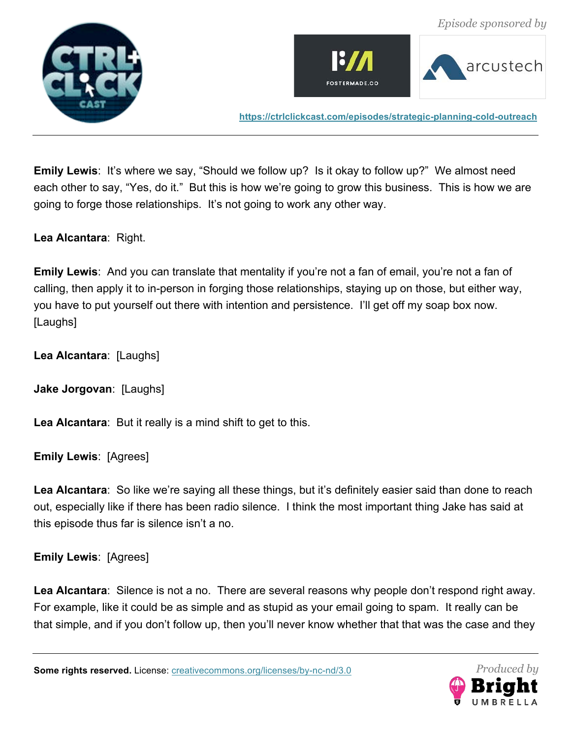**Emily Lewis**: It's where we say, "Should we follow up? Is it okay to follow up?" We almost need each other to say, "Yes, do it." But this is how we're going to grow this business. This is how we are going to forge those relationships. It's not going to work any other way.

**Lea Alcantara**: Right.

**Emily Lewis**: And you can translate that mentality if you're not a fan of email, you're not a fan of calling, then apply it to in-person in forging those relationships, staying up on those, but either way, you have to put yourself out there with intention and persistence. I'll get off my soap box now. [Laughs]

**Lea Alcantara**: [Laughs]

**Jake Jorgovan**: [Laughs]

**Lea Alcantara**: But it really is a mind shift to get to this.

**Emily Lewis**: [Agrees]

**Lea Alcantara**: So like we're saying all these things, but it's definitely easier said than done to reach out, especially like if there has been radio silence. I think the most important thing Jake has said at this episode thus far is silence isn't a no.

**Emily Lewis**: [Agrees]

**Lea Alcantara**: Silence is not a no. There are several reasons why people don't respond right away. For example, like it could be as simple and as stupid as your email going to spam. It really can be that simple, and if you don't follow up, then you'll never know whether that that was the case and they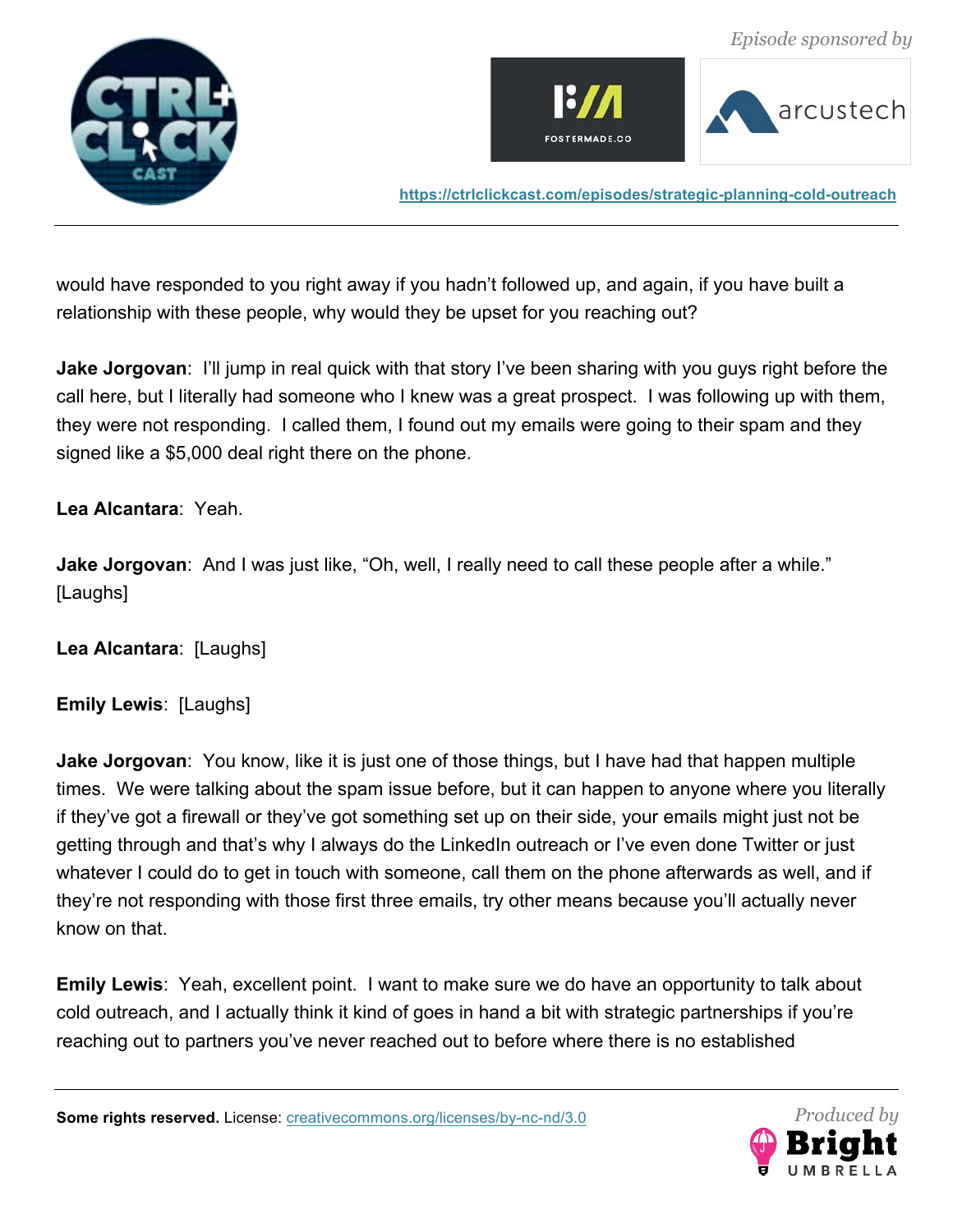would have responded to you right away if you hadn't followed up, and again, if you have built a relationship with these people, why would they be upset for you reaching out?

**Jake Jorgovan**: I'll jump in real quick with that story I've been sharing with you guys right before the call here, but I literally had someone who I knew was a great prospect. I was following up with them, they were not responding. I called them, I found out my emails were going to their spam and they signed like a $5,000 deal right there on the phone.

**Lea Alcantara**: Yeah.

**Jake Jorgovan**: And I was just like, "Oh, well, I really need to call these people after a while." [Laughs]

**Lea Alcantara**: [Laughs]

**Emily Lewis**: [Laughs]

**Jake Jorgovan**: You know, like it is just one of those things, but I have had that happen multiple times. We were talking about the spam issue before, but it can happen to anyone where you literally if they've got a firewall or they've got something set up on their side, your emails might just not be getting through and that's why I always do the LinkedIn outreach or I've even done Twitter or just whatever I could do to get in touch with someone, call them on the phone afterwards as well, and if they're not responding with those first three emails, try other means because you'll actually never know on that.

**Emily Lewis**: Yeah, excellent point. I want to make sure we do have an opportunity to talk about cold outreach, and I actually think it kind of goes in hand a bit with strategic partnerships if you're reaching out to partners you've never reached out to before where there is no established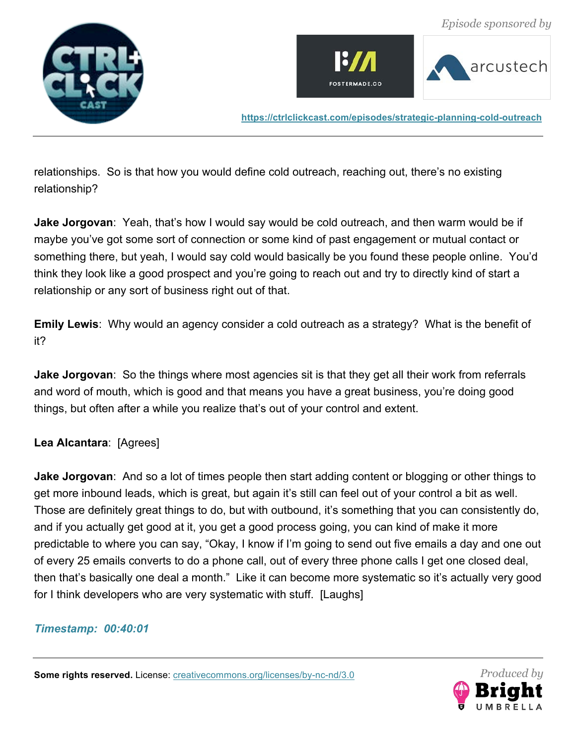relationships. So is that how you would define cold outreach, reaching out, there's no existing relationship?

**Jake Jorgovan**: Yeah, that's how I would say would be cold outreach, and then warm would be if maybe you've got some sort of connection or some kind of past engagement or mutual contact or something there, but yeah, I would say cold would basically be you found these people online. You'd think they look like a good prospect and you're going to reach out and try to directly kind of start a relationship or any sort of business right out of that.

**Emily Lewis**: Why would an agency consider a cold outreach as a strategy? What is the benefit of it?

**Jake Jorgovan**: So the things where most agencies sit is that they get all their work from referrals and word of mouth, which is good and that means you have a great business, you're doing good things, but often after a while you realize that's out of your control and extent.

**Lea Alcantara**: [Agrees]

**Jake Jorgovan**: And so a lot of times people then start adding content or blogging or other things to get more inbound leads, which is great, but again it's still can feel out of your control a bit as well. Those are definitely great things to do, but with outbound, it's something that you can consistently do, and if you actually get good at it, you get a good process going, you can kind of make it more predictable to where you can say, "Okay, I know if I'm going to send out five emails a day and one out of every 25 emails converts to do a phone call, out of every three phone calls I get one closed deal, then that's basically one deal a month." Like it can become more systematic so it's actually very good for I think developers who are very systematic with stuff. [Laughs]

***Timestamp: 00:40:01***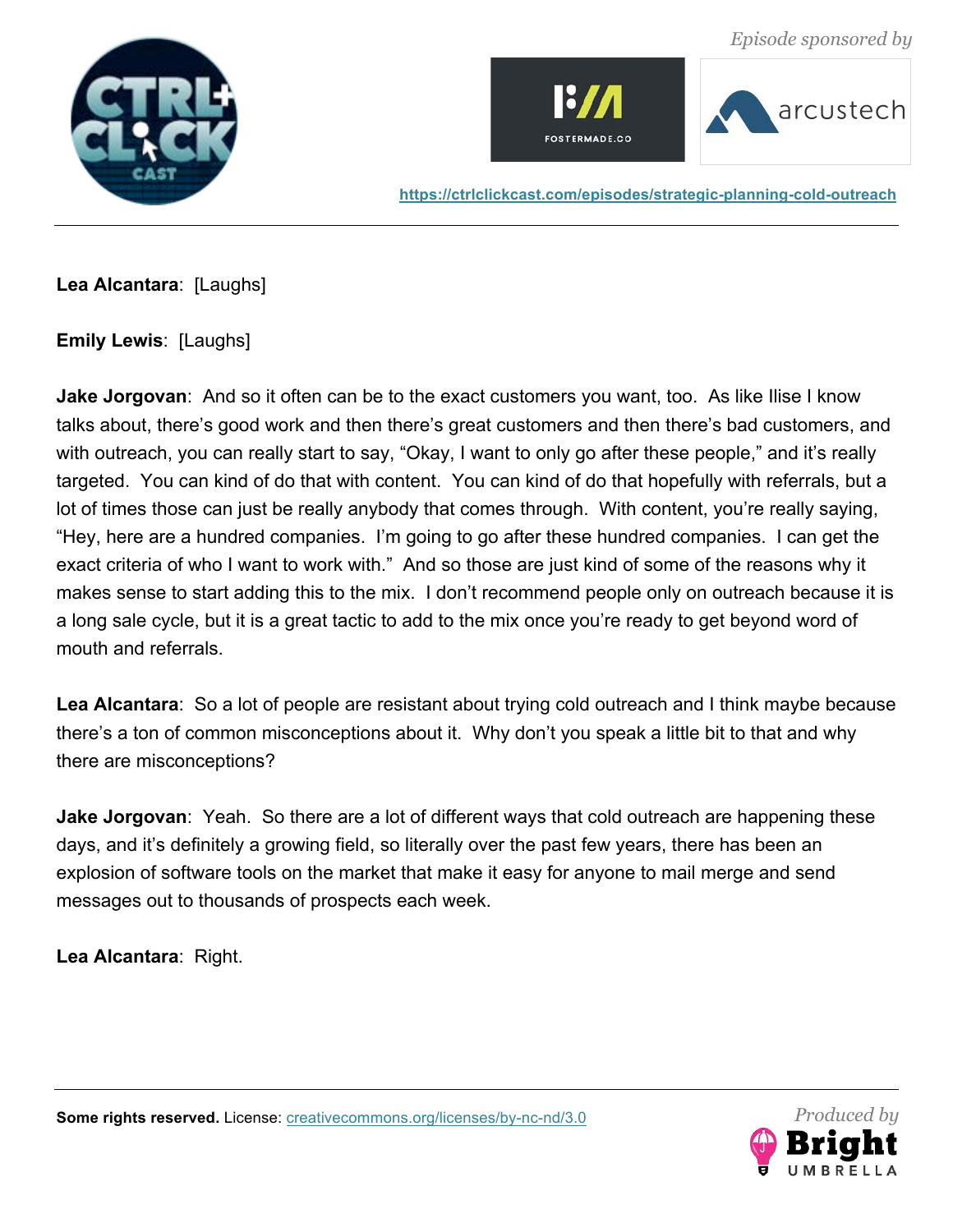**Lea Alcantara**: [Laughs]

**Emily Lewis**: [Laughs]

**Jake Jorgovan**: And so it often can be to the exact customers you want, too. As like Ilise I know talks about, there's good work and then there's great customers and then there's bad customers, and with outreach, you can really start to say, "Okay, I want to only go after these people," and it's really targeted. You can kind of do that with content. You can kind of do that hopefully with referrals, but a lot of times those can just be really anybody that comes through. With content, you're really saying, "Hey, here are a hundred companies. I'm going to go after these hundred companies. I can get the exact criteria of who I want to work with." And so those are just kind of some of the reasons why it makes sense to start adding this to the mix. I don't recommend people only on outreach because it is a long sale cycle, but it is a great tactic to add to the mix once you're ready to get beyond word of mouth and referrals.

**Lea Alcantara**: So a lot of people are resistant about trying cold outreach and I think maybe because there's a ton of common misconceptions about it. Why don't you speak a little bit to that and why there are misconceptions?

**Jake Jorgovan**: Yeah. So there are a lot of different ways that cold outreach are happening these days, and it's definitely a growing field, so literally over the past few years, there has been an explosion of software tools on the market that make it easy for anyone to mail merge and send messages out to thousands of prospects each week.

**Lea Alcantara**: Right.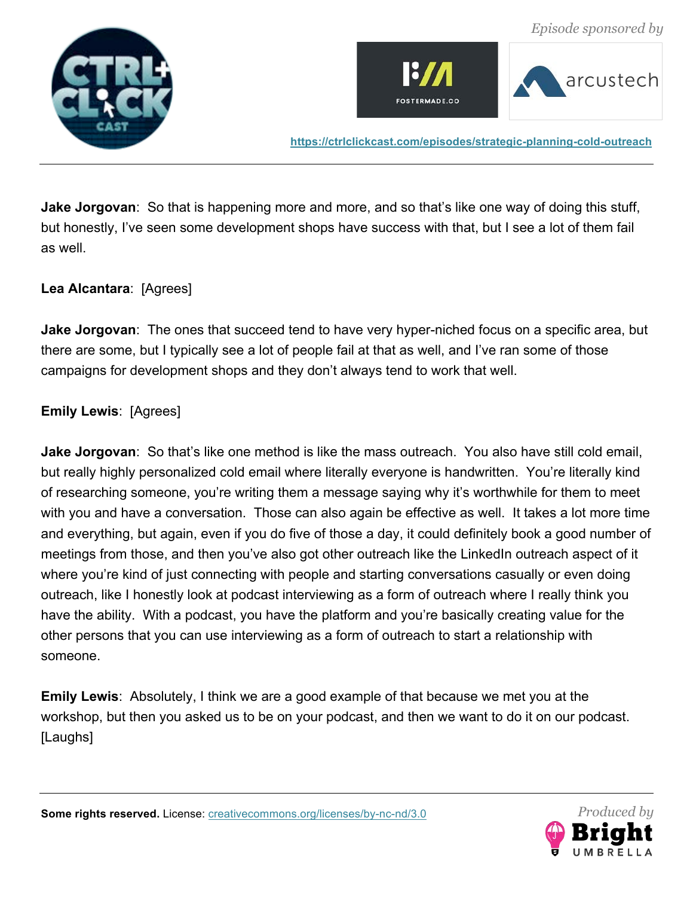**Jake Jorgovan**: So that is happening more and more, and so that's like one way of doing this stuff, but honestly, I've seen some development shops have success with that, but I see a lot of them fail as well.

**Lea Alcantara**: [Agrees]

**Jake Jorgovan**: The ones that succeed tend to have very hyper-niched focus on a specific area, but there are some, but I typically see a lot of people fail at that as well, and I've ran some of those campaigns for development shops and they don't always tend to work that well.

**Emily Lewis**: [Agrees]

**Jake Jorgovan**: So that's like one method is like the mass outreach. You also have still cold email, but really highly personalized cold email where literally everyone is handwritten. You're literally kind of researching someone, you're writing them a message saying why it's worthwhile for them to meet with you and have a conversation. Those can also again be effective as well. It takes a lot more time and everything, but again, even if you do five of those a day, it could definitely book a good number of meetings from those, and then you've also got other outreach like the LinkedIn outreach aspect of it where you're kind of just connecting with people and starting conversations casually or even doing outreach, like I honestly look at podcast interviewing as a form of outreach where I really think you have the ability. With a podcast, you have the platform and you're basically creating value for the other persons that you can use interviewing as a form of outreach to start a relationship with someone.

**Emily Lewis**: Absolutely, I think we are a good example of that because we met you at the workshop, but then you asked us to be on your podcast, and then we want to do it on our podcast. [Laughs]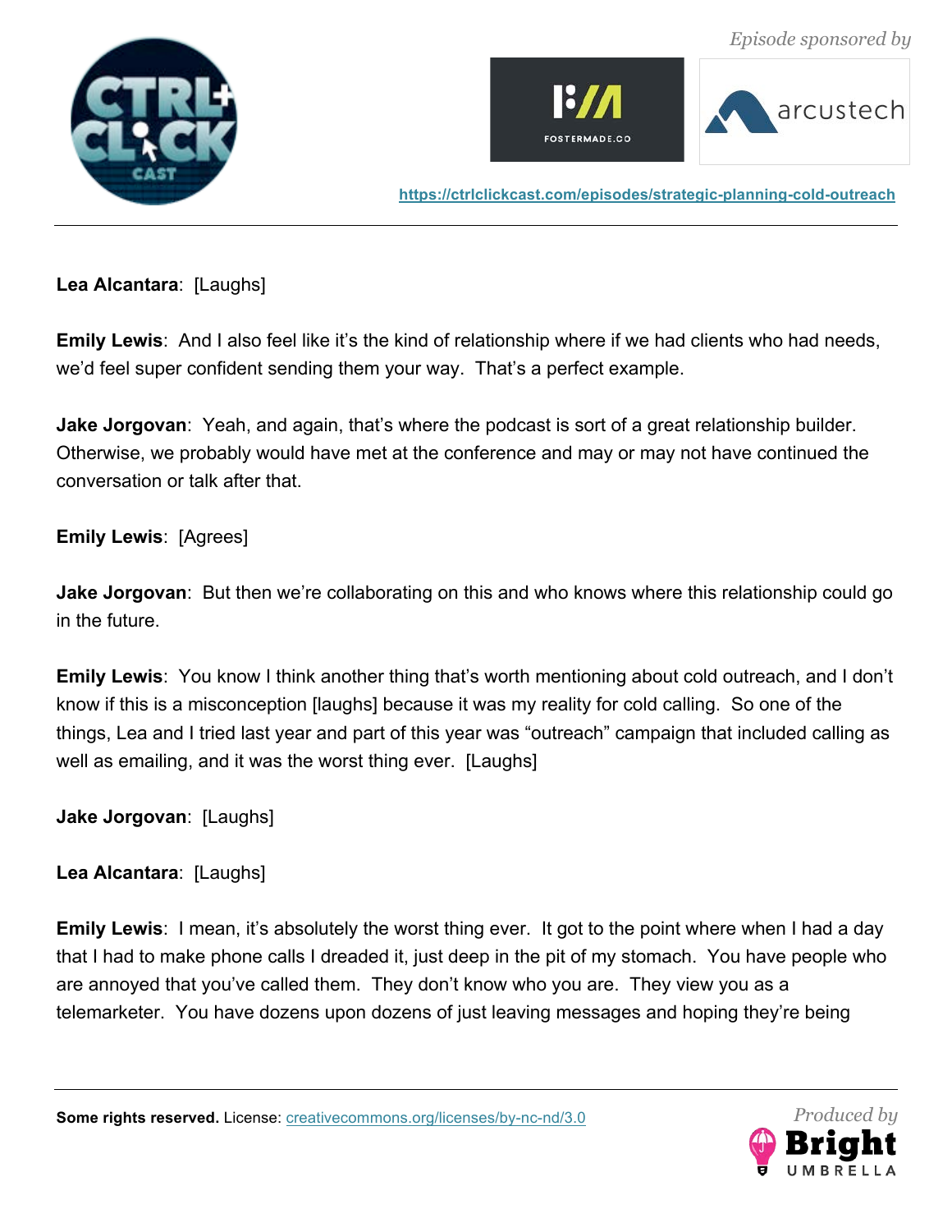**Lea Alcantara**: [Laughs]

**Emily Lewis**: And I also feel like it's the kind of relationship where if we had clients who had needs, we'd feel super confident sending them your way. That's a perfect example.

**Jake Jorgovan**: Yeah, and again, that's where the podcast is sort of a great relationship builder. Otherwise, we probably would have met at the conference and may or may not have continued the conversation or talk after that.

**Emily Lewis**: [Agrees]

**Jake Jorgovan**: But then we're collaborating on this and who knows where this relationship could go in the future.

**Emily Lewis**: You know I think another thing that's worth mentioning about cold outreach, and I don't know if this is a misconception [laughs] because it was my reality for cold calling. So one of the things, Lea and I tried last year and part of this year was "outreach" campaign that included calling as well as emailing, and it was the worst thing ever. [Laughs]

**Jake Jorgovan**: [Laughs]

**Lea Alcantara**: [Laughs]

**Emily Lewis**: I mean, it's absolutely the worst thing ever. It got to the point where when I had a day that I had to make phone calls I dreaded it, just deep in the pit of my stomach. You have people who are annoyed that you've called them. They don't know who you are. They view you as a telemarketer. You have dozens upon dozens of just leaving messages and hoping they're being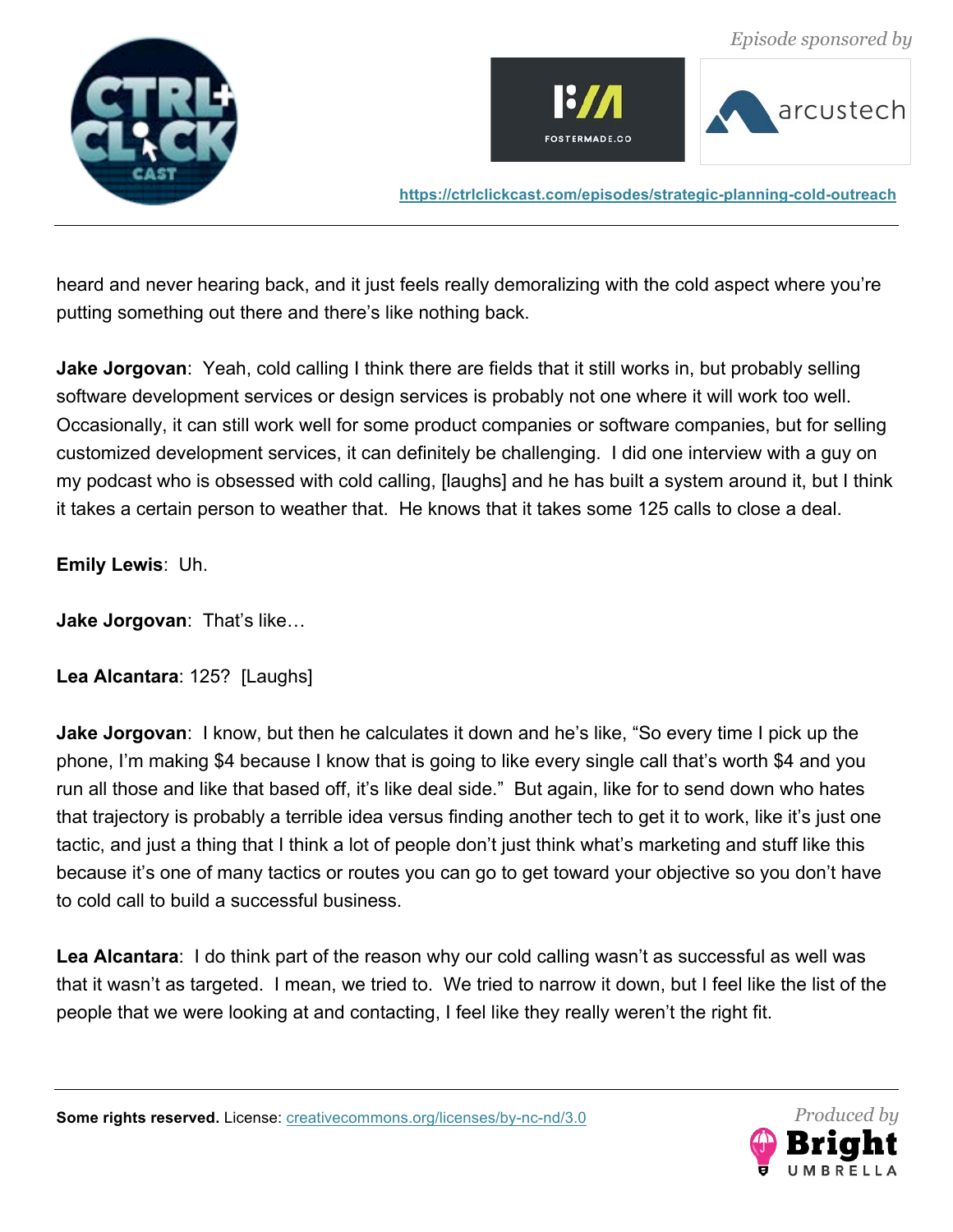heard and never hearing back, and it just feels really demoralizing with the cold aspect where you're putting something out there and there's like nothing back.

**Jake Jorgovan**: Yeah, cold calling I think there are fields that it still works in, but probably selling software development services or design services is probably not one where it will work too well. Occasionally, it can still work well for some product companies or software companies, but for selling customized development services, it can definitely be challenging. I did one interview with a guy on my podcast who is obsessed with cold calling, [laughs] and he has built a system around it, but I think it takes a certain person to weather that. He knows that it takes some 125 calls to close a deal.

**Emily Lewis**: Uh.

**Jake Jorgovan**: That's like…

**Lea Alcantara**: 125? [Laughs]

**Jake Jorgovan**: I know, but then he calculates it down and he's like, "So every time I pick up the phone, I'm making $4 because I know that is going to like every single call that's worth $4 and you run all those and like that based off, it's like deal side." But again, like for to send down who hates that trajectory is probably a terrible idea versus finding another tech to get it to work, like it's just one tactic, and just a thing that I think a lot of people don't just think what's marketing and stuff like this because it's one of many tactics or routes you can go to get toward your objective so you don't have to cold call to build a successful business.

**Lea Alcantara**: I do think part of the reason why our cold calling wasn't as successful as well was that it wasn't as targeted. I mean, we tried to. We tried to narrow it down, but I feel like the list of the people that we were looking at and contacting, I feel like they really weren't the right fit.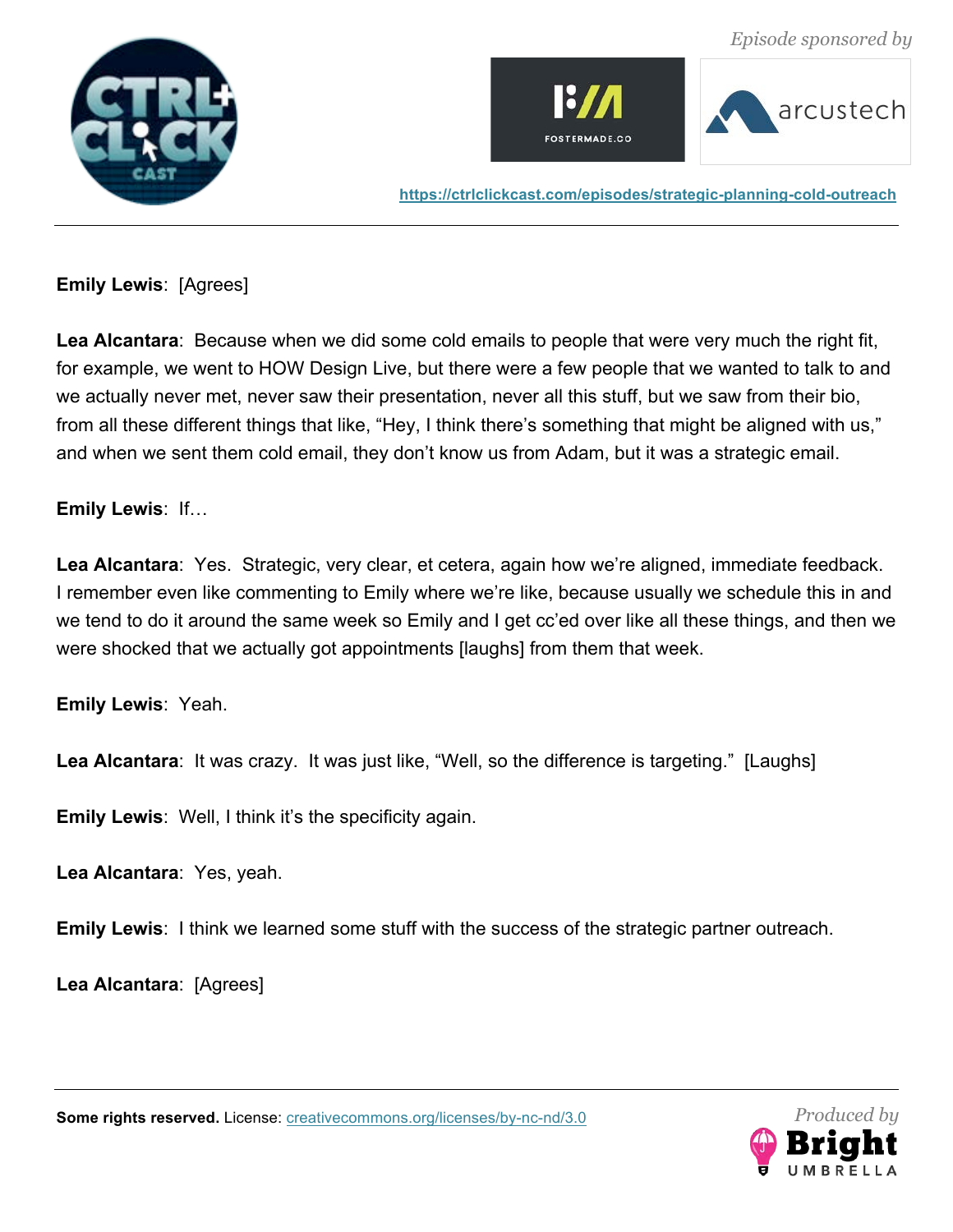**Emily Lewis**: [Agrees]

**Lea Alcantara**: Because when we did some cold emails to people that were very much the right fit, for example, we went to HOW Design Live, but there were a few people that we wanted to talk to and we actually never met, never saw their presentation, never all this stuff, but we saw from their bio, from all these different things that like, "Hey, I think there's something that might be aligned with us," and when we sent them cold email, they don't know us from Adam, but it was a strategic email.

**Emily Lewis**: If…

**Lea Alcantara**: Yes. Strategic, very clear, et cetera, again how we're aligned, immediate feedback. I remember even like commenting to Emily where we're like, because usually we schedule this in and we tend to do it around the same week so Emily and I get cc'ed over like all these things, and then we were shocked that we actually got appointments [laughs] from them that week.

**Emily Lewis**: Yeah.

**Lea Alcantara**: It was crazy. It was just like, "Well, so the difference is targeting." [Laughs]

**Emily Lewis**: Well, I think it's the specificity again.

**Lea Alcantara**: Yes, yeah.

**Emily Lewis**: I think we learned some stuff with the success of the strategic partner outreach.

**Lea Alcantara**: [Agrees]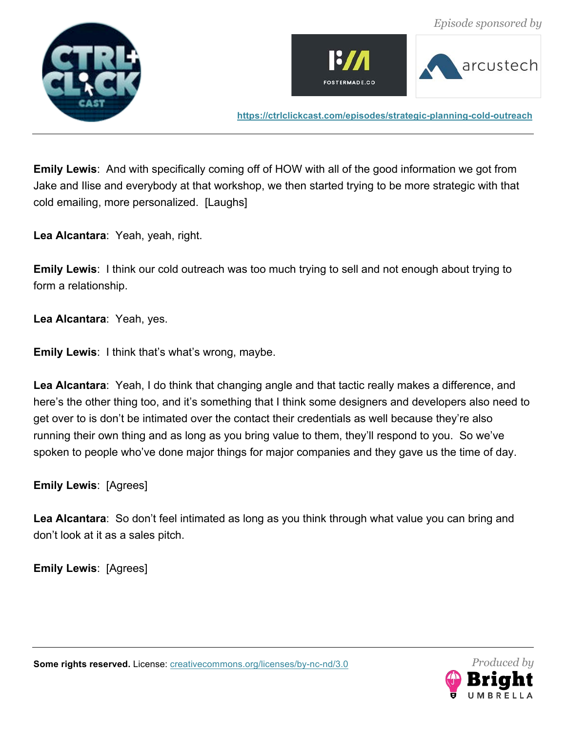**Emily Lewis**: And with specifically coming off of HOW with all of the good information we got from Jake and Ilise and everybody at that workshop, we then started trying to be more strategic with that cold emailing, more personalized. [Laughs]

**Lea Alcantara**: Yeah, yeah, right.

**Emily Lewis**: I think our cold outreach was too much trying to sell and not enough about trying to form a relationship.

**Lea Alcantara**: Yeah, yes.

**Emily Lewis**: I think that's what's wrong, maybe.

**Lea Alcantara**: Yeah, I do think that changing angle and that tactic really makes a difference, and here's the other thing too, and it's something that I think some designers and developers also need to get over to is don't be intimated over the contact their credentials as well because they're also running their own thing and as long as you bring value to them, they'll respond to you. So we've spoken to people who've done major things for major companies and they gave us the time of day.

**Emily Lewis**: [Agrees]

**Lea Alcantara**: So don't feel intimated as long as you think through what value you can bring and don't look at it as a sales pitch.

**Emily Lewis**: [Agrees]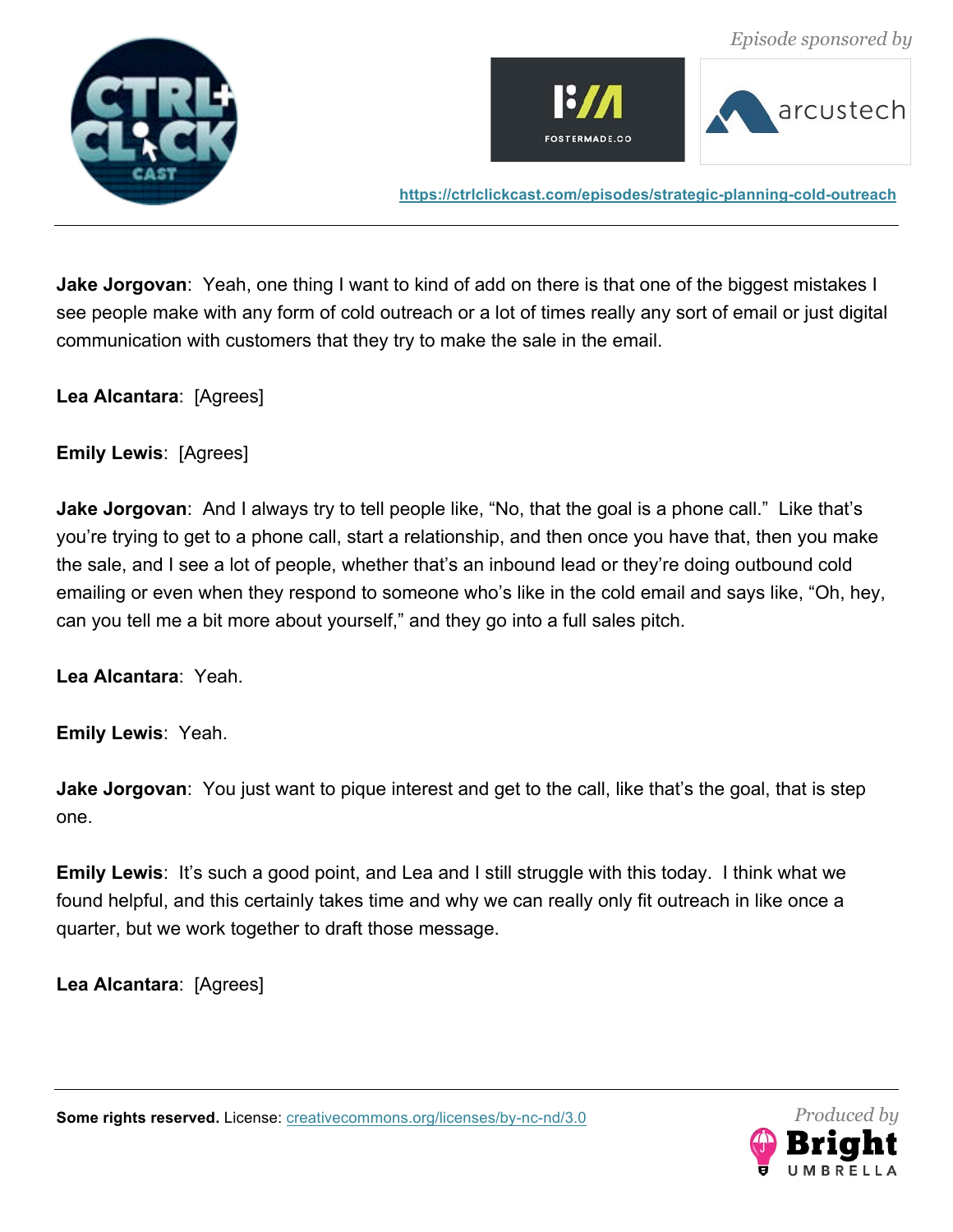**Jake Jorgovan**: Yeah, one thing I want to kind of add on there is that one of the biggest mistakes I see people make with any form of cold outreach or a lot of times really any sort of email or just digital communication with customers that they try to make the sale in the email.

**Lea Alcantara**: [Agrees]

**Emily Lewis**: [Agrees]

**Jake Jorgovan**: And I always try to tell people like, "No, that the goal is a phone call." Like that's you're trying to get to a phone call, start a relationship, and then once you have that, then you make the sale, and I see a lot of people, whether that's an inbound lead or they're doing outbound cold emailing or even when they respond to someone who's like in the cold email and says like, "Oh, hey, can you tell me a bit more about yourself," and they go into a full sales pitch.

**Lea Alcantara**: Yeah.

**Emily Lewis**: Yeah.

**Jake Jorgovan**: You just want to pique interest and get to the call, like that's the goal, that is step one.

**Emily Lewis**: It's such a good point, and Lea and I still struggle with this today. I think what we found helpful, and this certainly takes time and why we can really only fit outreach in like once a quarter, but we work together to draft those message.

**Lea Alcantara**: [Agrees]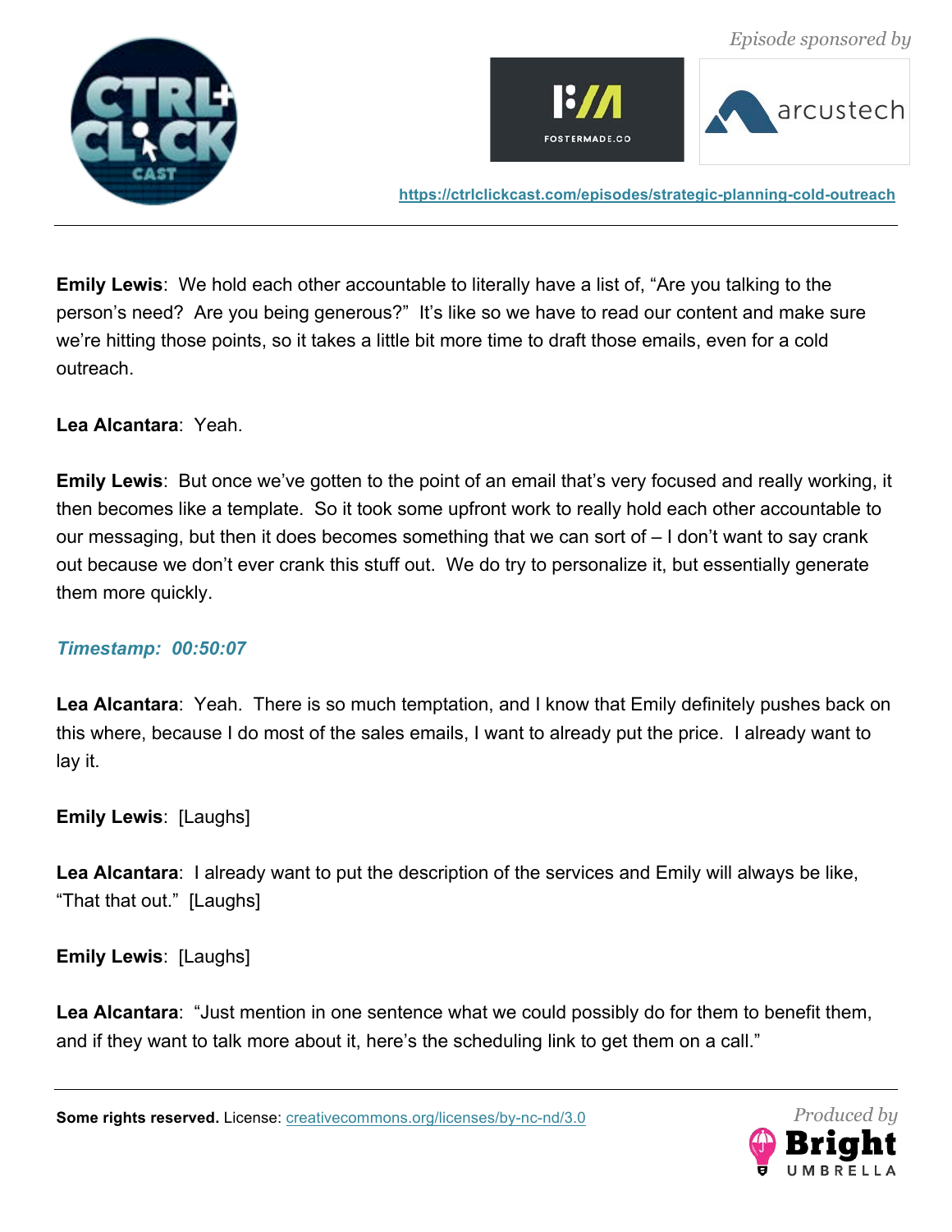**Emily Lewis**: We hold each other accountable to literally have a list of, "Are you talking to the person's need? Are you being generous?" It's like so we have to read our content and make sure we're hitting those points, so it takes a little bit more time to draft those emails, even for a cold outreach.

**Lea Alcantara**: Yeah.

**Emily Lewis**: But once we've gotten to the point of an email that's very focused and really working, it then becomes like a template. So it took some upfront work to really hold each other accountable to our messaging, but then it does becomes something that we can sort of – I don't want to say crank out because we don't ever crank this stuff out. We do try to personalize it, but essentially generate them more quickly.

***Timestamp: 00:50:07***

**Lea Alcantara**: Yeah. There is so much temptation, and I know that Emily definitely pushes back on this where, because I do most of the sales emails, I want to already put the price. I already want to lay it.

**Emily Lewis**: [Laughs]

**Lea Alcantara**: I already want to put the description of the services and Emily will always be like, "That that out." [Laughs]

**Emily Lewis**: [Laughs]

**Lea Alcantara**: "Just mention in one sentence what we could possibly do for them to benefit them, and if they want to talk more about it, here's the scheduling link to get them on a call."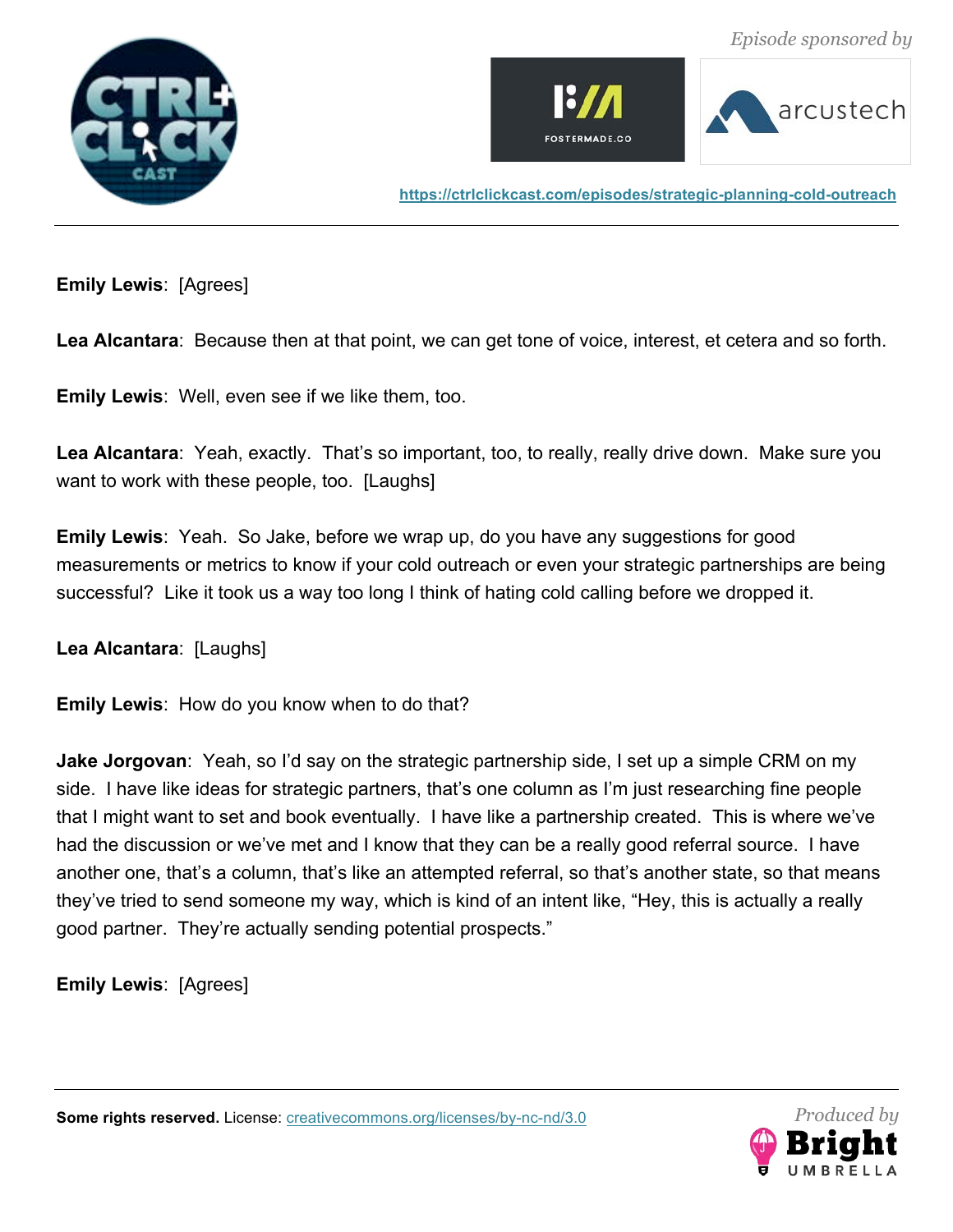**Emily Lewis**: [Agrees]

**Lea Alcantara**: Because then at that point, we can get tone of voice, interest, et cetera and so forth.

**Emily Lewis**: Well, even see if we like them, too.

**Lea Alcantara**: Yeah, exactly. That's so important, too, to really, really drive down. Make sure you want to work with these people, too. [Laughs]

**Emily Lewis**: Yeah. So Jake, before we wrap up, do you have any suggestions for good measurements or metrics to know if your cold outreach or even your strategic partnerships are being successful? Like it took us a way too long I think of hating cold calling before we dropped it.

**Lea Alcantara**: [Laughs]

**Emily Lewis**: How do you know when to do that?

**Jake Jorgovan**: Yeah, so I'd say on the strategic partnership side, I set up a simple CRM on my side. I have like ideas for strategic partners, that's one column as I'm just researching fine people that I might want to set and book eventually. I have like a partnership created. This is where we've had the discussion or we've met and I know that they can be a really good referral source. I have another one, that's a column, that's like an attempted referral, so that's another state, so that means they've tried to send someone my way, which is kind of an intent like, "Hey, this is actually a really good partner. They're actually sending potential prospects."

**Emily Lewis**: [Agrees]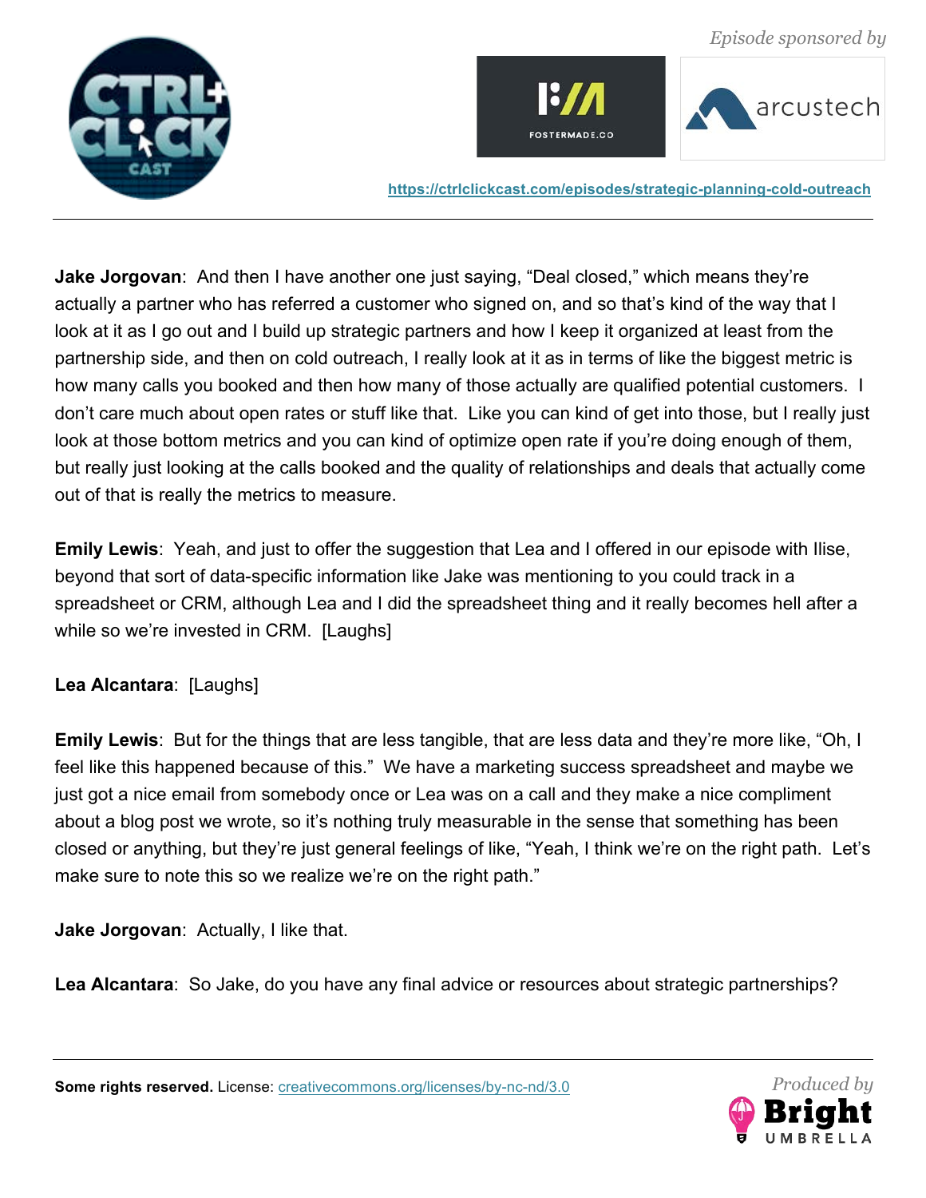**Jake Jorgovan**: And then I have another one just saying, "Deal closed," which means they're actually a partner who has referred a customer who signed on, and so that's kind of the way that I look at it as I go out and I build up strategic partners and how I keep it organized at least from the partnership side, and then on cold outreach, I really look at it as in terms of like the biggest metric is how many calls you booked and then how many of those actually are qualified potential customers. I don't care much about open rates or stuff like that. Like you can kind of get into those, but I really just look at those bottom metrics and you can kind of optimize open rate if you're doing enough of them, but really just looking at the calls booked and the quality of relationships and deals that actually come out of that is really the metrics to measure.

**Emily Lewis**: Yeah, and just to offer the suggestion that Lea and I offered in our episode with Ilise, beyond that sort of data-specific information like Jake was mentioning to you could track in a spreadsheet or CRM, although Lea and I did the spreadsheet thing and it really becomes hell after a while so we're invested in CRM. [Laughs]

**Lea Alcantara**: [Laughs]

**Emily Lewis**: But for the things that are less tangible, that are less data and they're more like, "Oh, I feel like this happened because of this." We have a marketing success spreadsheet and maybe we just got a nice email from somebody once or Lea was on a call and they make a nice compliment about a blog post we wrote, so it's nothing truly measurable in the sense that something has been closed or anything, but they're just general feelings of like, "Yeah, I think we're on the right path. Let's make sure to note this so we realize we're on the right path."

**Jake Jorgovan**: Actually, I like that.

**Lea Alcantara**: So Jake, do you have any final advice or resources about strategic partnerships?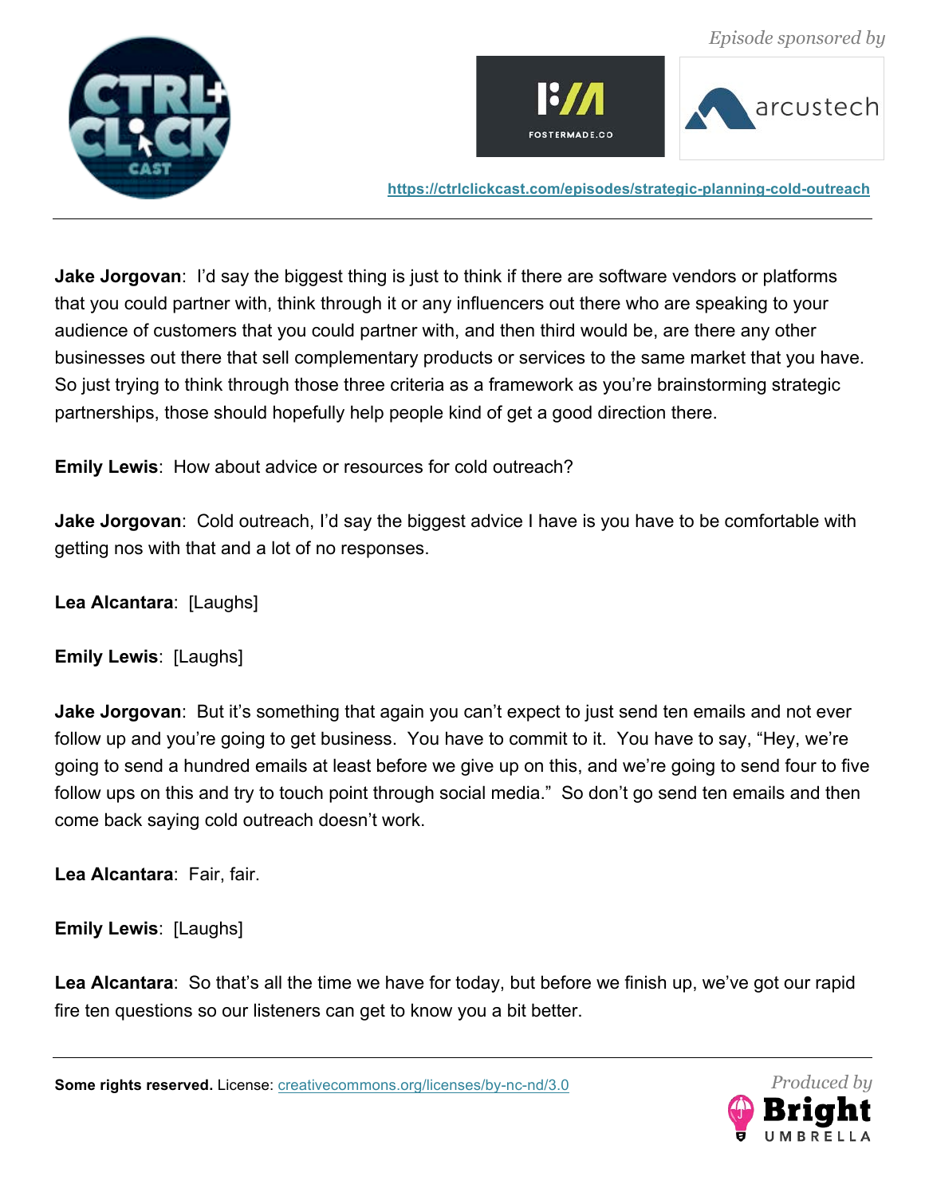**Jake Jorgovan**: I'd say the biggest thing is just to think if there are software vendors or platforms that you could partner with, think through it or any influencers out there who are speaking to your audience of customers that you could partner with, and then third would be, are there any other businesses out there that sell complementary products or services to the same market that you have. So just trying to think through those three criteria as a framework as you're brainstorming strategic partnerships, those should hopefully help people kind of get a good direction there.

**Emily Lewis**: How about advice or resources for cold outreach?

**Jake Jorgovan**: Cold outreach, I'd say the biggest advice I have is you have to be comfortable with getting nos with that and a lot of no responses.

**Lea Alcantara**: [Laughs]

**Emily Lewis**: [Laughs]

**Jake Jorgovan**: But it's something that again you can't expect to just send ten emails and not ever follow up and you're going to get business. You have to commit to it. You have to say, "Hey, we're going to send a hundred emails at least before we give up on this, and we're going to send four to five follow ups on this and try to touch point through social media." So don't go send ten emails and then come back saying cold outreach doesn't work.

**Lea Alcantara**: Fair, fair.

**Emily Lewis**: [Laughs]

**Lea Alcantara**: So that's all the time we have for today, but before we finish up, we've got our rapid fire ten questions so our listeners can get to know you a bit better.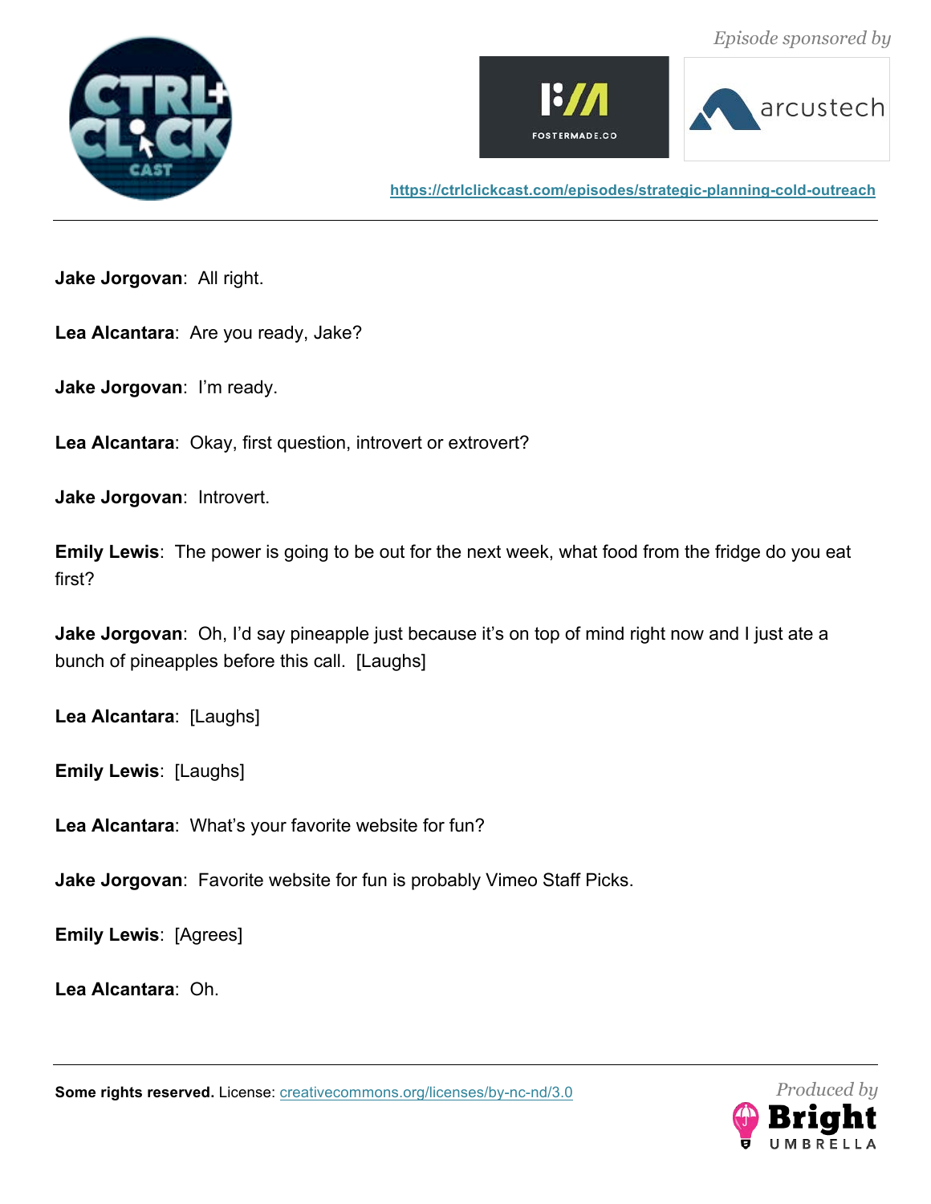**Jake Jorgovan**: All right.

**Lea Alcantara**: Are you ready, Jake?

**Jake Jorgovan**: I'm ready.

**Lea Alcantara**: Okay, first question, introvert or extrovert?

**Jake Jorgovan**: Introvert.

**Emily Lewis**: The power is going to be out for the next week, what food from the fridge do you eat first?

**Jake Jorgovan**: Oh, I'd say pineapple just because it's on top of mind right now and I just ate a bunch of pineapples before this call. [Laughs]

**Lea Alcantara**: [Laughs]

**Emily Lewis**: [Laughs]

**Lea Alcantara**: What's your favorite website for fun?

**Jake Jorgovan**: Favorite website for fun is probably Vimeo Staff Picks.

**Emily Lewis**: [Agrees]

**Lea Alcantara**: Oh.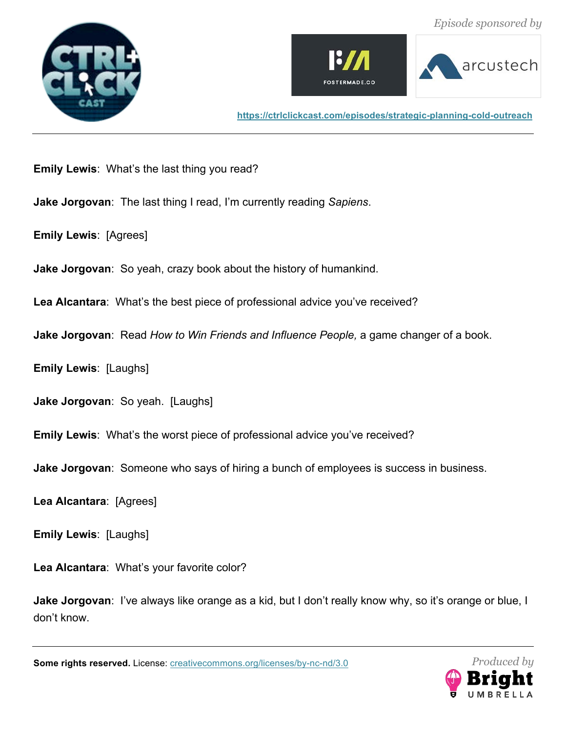**Emily Lewis**: What's the last thing you read?

**Jake Jorgovan**: The last thing I read, I'm currently reading *Sapiens*.

**Emily Lewis**: [Agrees]

**Jake Jorgovan**: So yeah, crazy book about the history of humankind.

**Lea Alcantara**: What's the best piece of professional advice you've received?

**Jake Jorgovan**: Read *How to Win Friends and Influence People,* a game changer of a book.

**Emily Lewis**: [Laughs]

**Jake Jorgovan**: So yeah. [Laughs]

**Emily Lewis**: What's the worst piece of professional advice you've received?

**Jake Jorgovan**: Someone who says of hiring a bunch of employees is success in business.

**Lea Alcantara**: [Agrees]

**Emily Lewis**: [Laughs]

**Lea Alcantara**: What's your favorite color?

**Jake Jorgovan**: I've always like orange as a kid, but I don't really know why, so it's orange or blue, I don't know.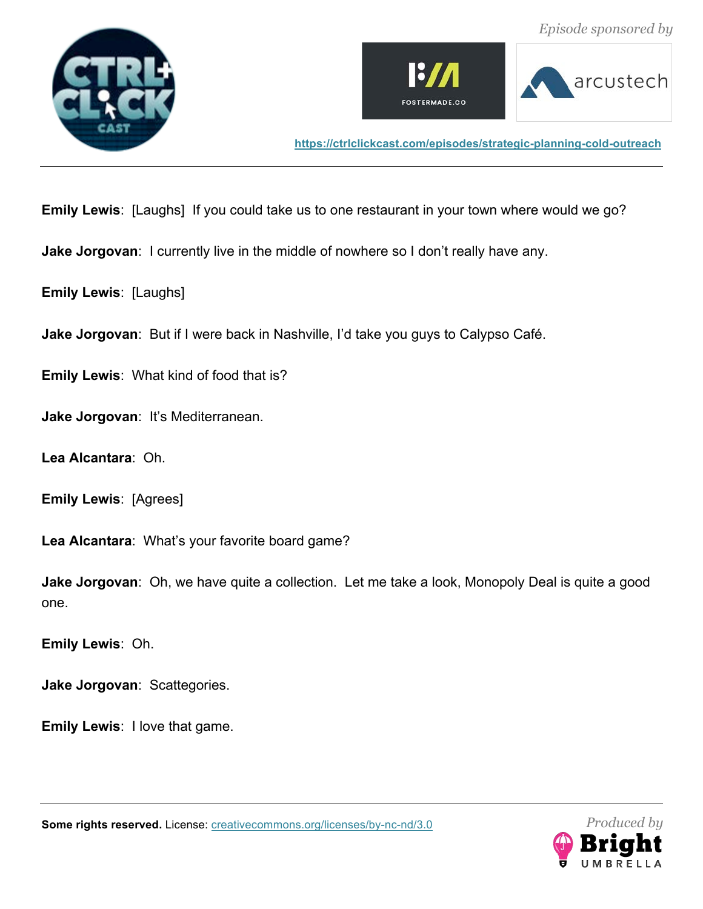**Emily Lewis**: [Laughs] If you could take us to one restaurant in your town where would we go?

**Jake Jorgovan**: I currently live in the middle of nowhere so I don't really have any.

**Emily Lewis**: [Laughs]

**Jake Jorgovan**: But if I were back in Nashville, I'd take you guys to Calypso Café.

**Emily Lewis**: What kind of food that is?

**Jake Jorgovan**: It's Mediterranean.

**Lea Alcantara**: Oh.

**Emily Lewis**: [Agrees]

**Lea Alcantara**: What's your favorite board game?

**Jake Jorgovan**: Oh, we have quite a collection. Let me take a look, Monopoly Deal is quite a good one.

**Emily Lewis**: Oh.

**Jake Jorgovan**: Scattegories.

**Emily Lewis**: I love that game.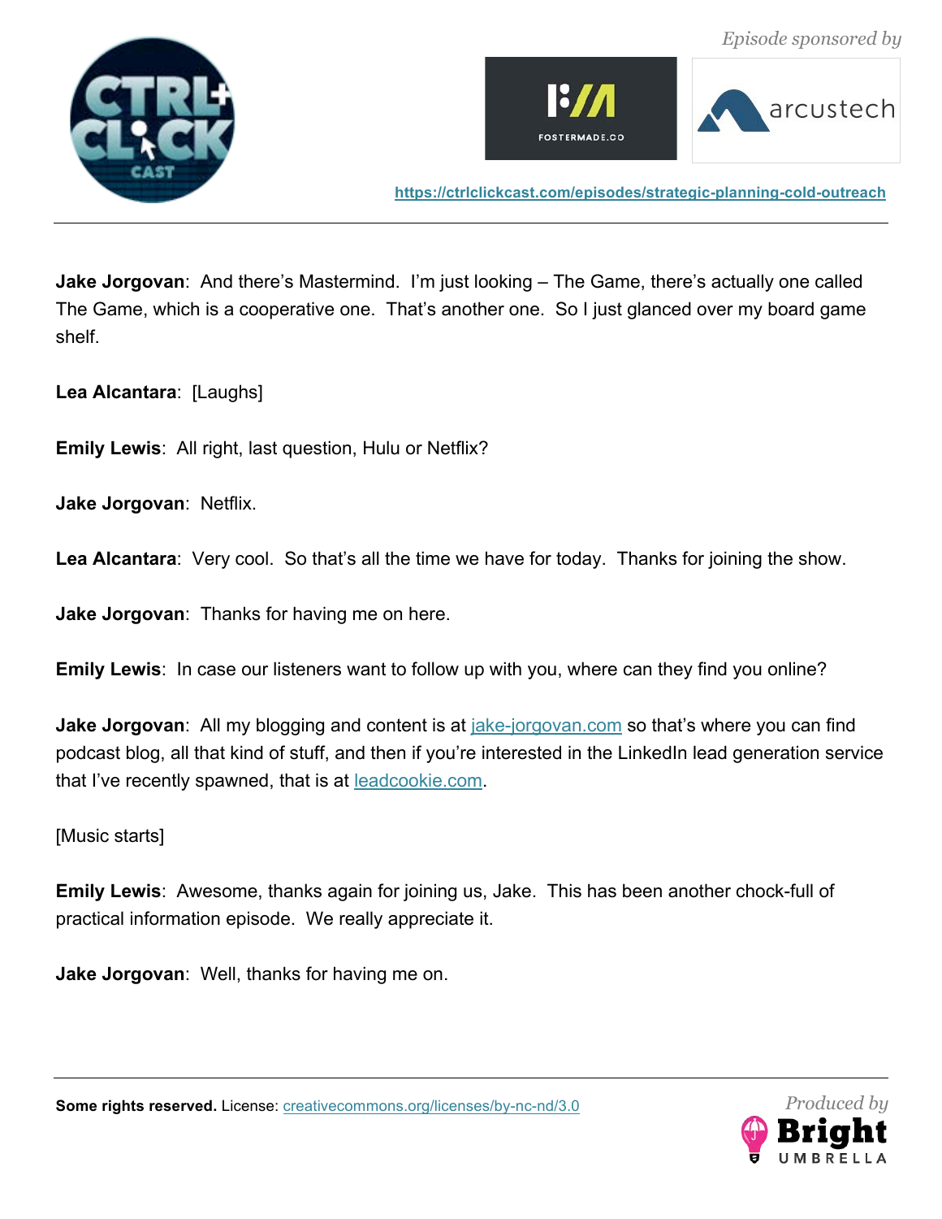**Jake Jorgovan**: And there's Mastermind. I'm just looking – The Game, there's actually one called The Game, which is a cooperative one. That's another one. So I just glanced over my board game shelf.

**Lea Alcantara**: [Laughs]

**Emily Lewis**: All right, last question, Hulu or Netflix?

**Jake Jorgovan**: Netflix.

**Lea Alcantara**: Very cool. So that's all the time we have for today. Thanks for joining the show.

**Jake Jorgovan**: Thanks for having me on here.

**Emily Lewis**: In case our listeners want to follow up with you, where can they find you online?

**Jake Jorgovan**: All my blogging and content is at [jake-jorgovan.com](jake-jorgovan.com) so that's where you can find podcast blog, all that kind of stuff, and then if you're interested in the LinkedIn lead generation service that I've recently spawned, that is at [leadcookie.com](leadcookie.com).

[Music starts]

**Emily Lewis**: Awesome, thanks again for joining us, Jake. This has been another chock-full of practical information episode. We really appreciate it.

**Jake Jorgovan**: Well, thanks for having me on.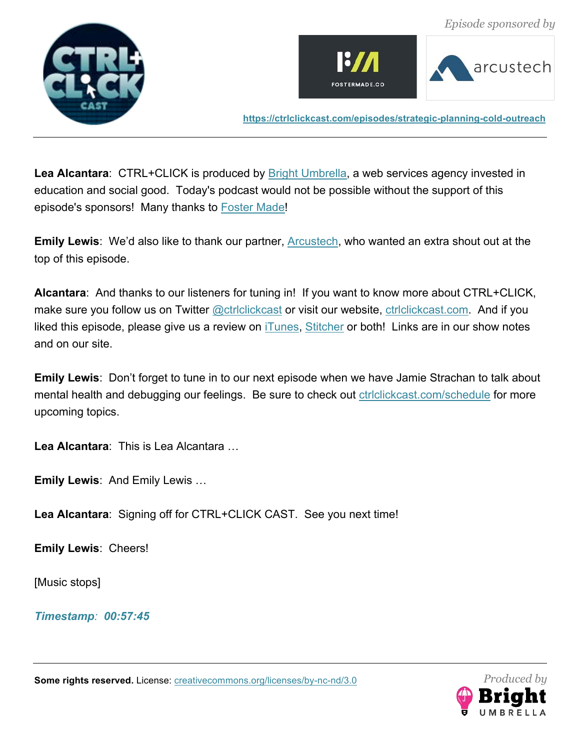**Lea Alcantara**: CTRL+CLICK is produced by Bright Umbrella, a web services agency invested in education and social good. Today's podcast would not be possible without the support of this episode's sponsors! Many thanks to Foster Made!

**Emily Lewis**: We'd also like to thank our partner, Arcustech, who wanted an extra shout out at the top of this episode.

**Alcantara**: And thanks to our listeners for tuning in! If you want to know more about CTRL+CLICK, make sure you follow us on Twitter @ctrlclickcast or visit our website, ctrlclickcast.com. And if you liked this episode, please give us a review on iTunes, Stitcher or both! Links are in our show notes and on our site.

**Emily Lewis**: Don't forget to tune in to our next episode when we have Jamie Strachan to talk about mental health and debugging our feelings. Be sure to check out ctrlclickcast.com/schedule for more upcoming topics.

**Lea Alcantara**: This is Lea Alcantara …

**Emily Lewis**: And Emily Lewis …

**Lea Alcantara**: Signing off for CTRL+CLICK CAST. See you next time!

**Emily Lewis**: Cheers!

[Music stops]

***Timestamp**: 00:57:45*